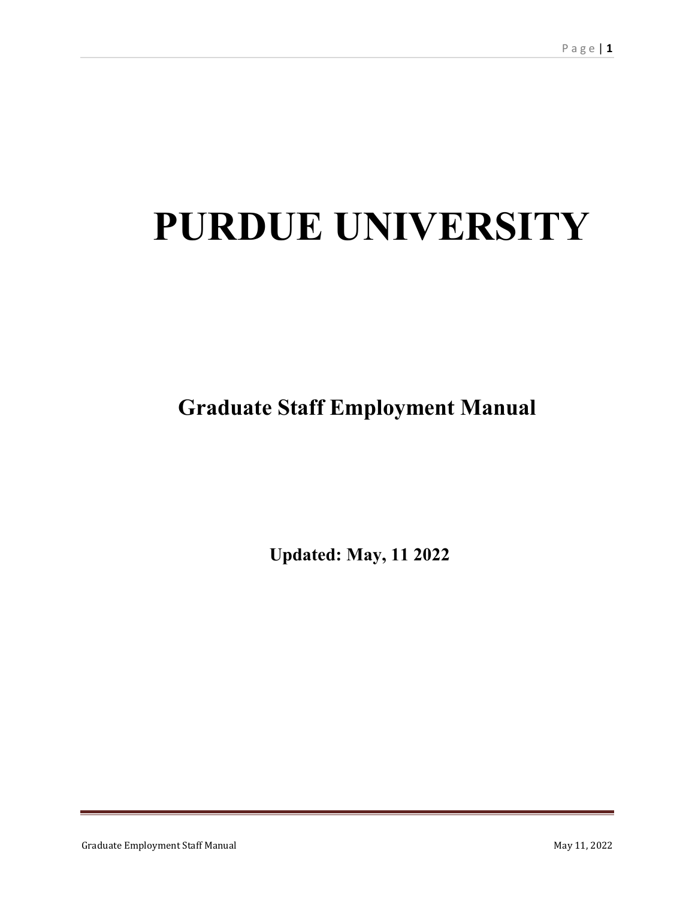# PURDUE UNIVERSITY

## Graduate Staff Employment Manual

**Updated: May, 11 2022**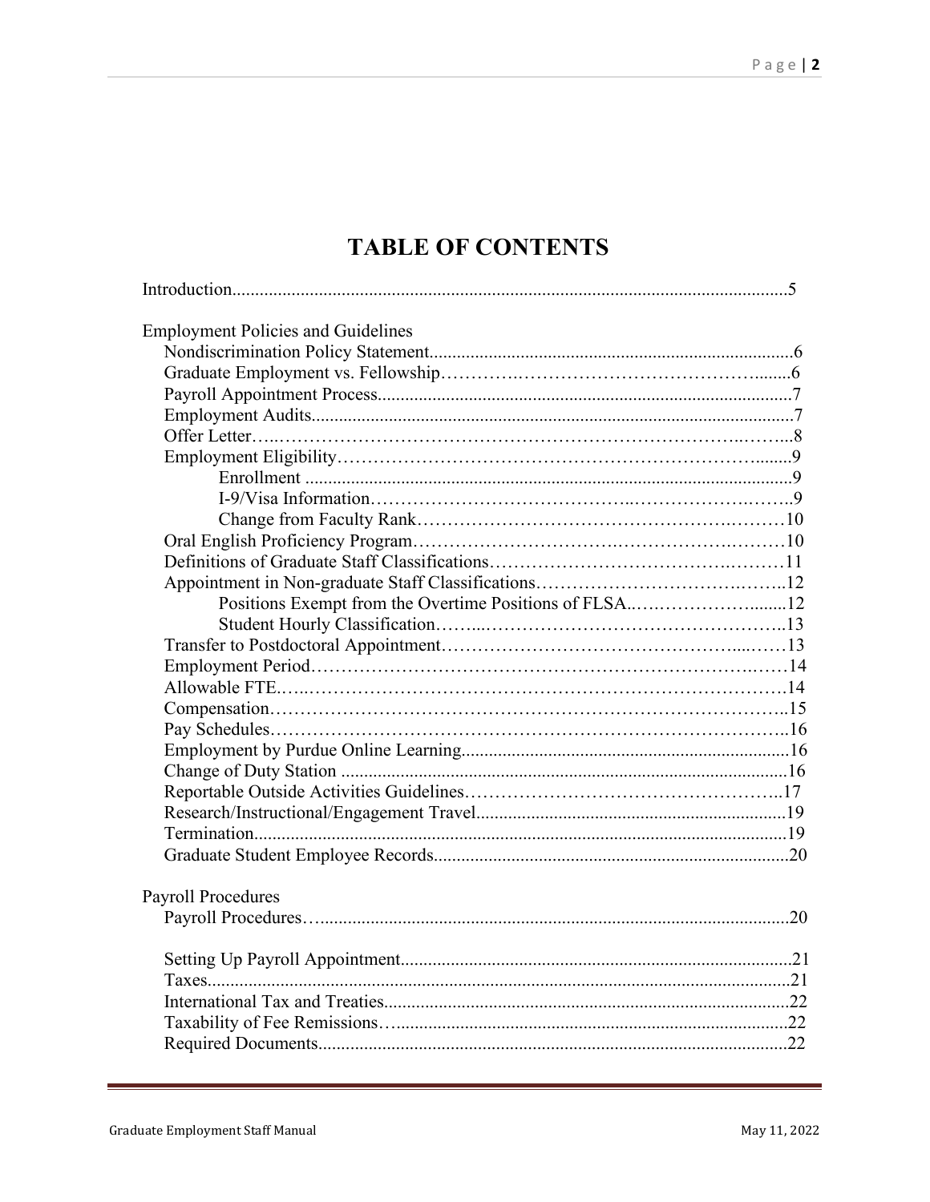# TABLE OF CONTENTS

Introduction........................................................................................................................5

Employment Policies and Guidelines

- Nondiscrimination Policy Statement...............................................................................6
- Graduate Employment vs. Fellowship……….……………………………………........6
- Payroll Appointment Process..........................................................................................7
- Employment Audits.........................................................................................................7
- Offer Letter…..…………………………………………………………………..……...8
- Employment Eligibility………………………………………………………………........9
  - Enrollment ...........................................................................................................9
  - I-9/Visa Information…………………………………..…………………….……..9
  - Change from Faculty Rank………………………………………………….………10
- Oral English Proficiency Program…………………………….……………….………10
- Definitions of Graduate Staff Classifications…………………………………….………11
- Appointment in Non-graduate Staff Classifications…………………………….……..12
  - Positions Exempt from the Overtime Positions of FLSA..…….…………….........12
  - Student Hourly Classification……...……………………………………………..13
- Transfer to Postdoctoral Appointment…………………………………………....……13
- Employment Period……………………………………………………………….……14
- Allowable FTE.…..……………………………………………………………………….14
- Compensation………………………………………………………………………..15
- Pay Schedules………………………………………………………………………..16
- Employment by Purdue Online Learning.......................................................................16
- Change of Duty Station .................................................................................................16
- Reportable Outside Activities Guidelines…………………………………………..17
- Research/Instructional/Engagement Travel....................................................................19
- Termination....................................................................................................................19
- Graduate Student Employee Records.............................................................................20

Payroll Procedures

- Payroll Procedures….......................................................................................................20
- Setting Up Payroll Appointment.....................................................................................21
- Taxes...............................................................................................................................21
- International Tax and Treaties........................................................................................22
- Taxability of Fee Remissions….......................................................................................22
- Required Documents......................................................................................................22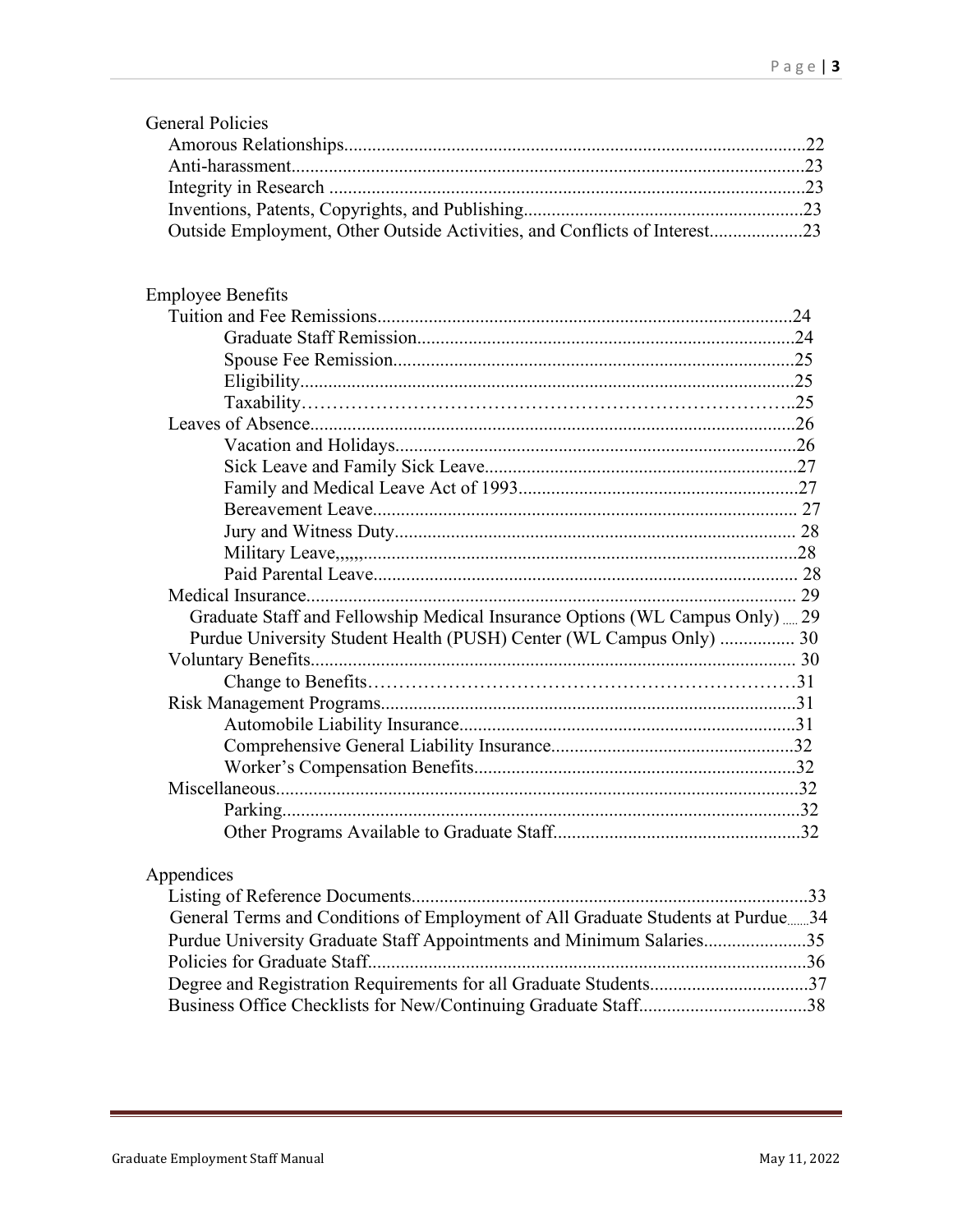General Policies

- Amorous Relationships....................................................................................................22
- Anti-harassment.............................................................................................................23
- Integrity in Research ......................................................................................................23
- Inventions, Patents, Copyrights, and Publishing............................................................23
- Outside Employment, Other Outside Activities, and Conflicts of Interest....................23

Employee Benefits

- Tuition and Fee Remissions.........................................................................................24
  - Graduate Staff Remission.................................................................................24
  - Spouse Fee Remission......................................................................................25
  - Eligibility.........................................................................................................25
  - Taxability………………………………………………………………………..25
- Leaves of Absence........................................................................................................26
  - Vacation and Holidays......................................................................................26
  - Sick Leave and Family Sick Leave...................................................................27
  - Family and Medical Leave Act of 1993............................................................27
  - Bereavement Leave........................................................................................... 27
  - Jury and Witness Duty...................................................................................... 28
  - Military Leave,,,,,,............................................................................................28
  - Paid Parental Leave........................................................................................... 28
- Medical Insurance......................................................................................................... 29
  - Graduate Staff and Fellowship Medical Insurance Options (WL Campus Only) ..... 29
  - Purdue University Student Health (PUSH) Center (WL Campus Only) ................ 30
- Voluntary Benefits........................................................................................................ 30
  - Change to Benefits…………………………………………………………31
- Risk Management Programs.........................................................................................31
  - Automobile Liability Insurance........................................................................31
  - Comprehensive General Liability Insurance....................................................32
  - Worker's Compensation Benefits.....................................................................32
- Miscellaneous................................................................................................................32
  - Parking...............................................................................................................32
  - Other Programs Available to Graduate Staff.....................................................32

Appendices

- Listing of Reference Documents.....................................................................................33
- General Terms and Conditions of Employment of All Graduate Students at Purdue.......34
- Purdue University Graduate Staff Appointments and Minimum Salaries......................35
- Policies for Graduate Staff..............................................................................................36
- Degree and Registration Requirements for all Graduate Students..................................37
- Business Office Checklists for New/Continuing Graduate Staff....................................38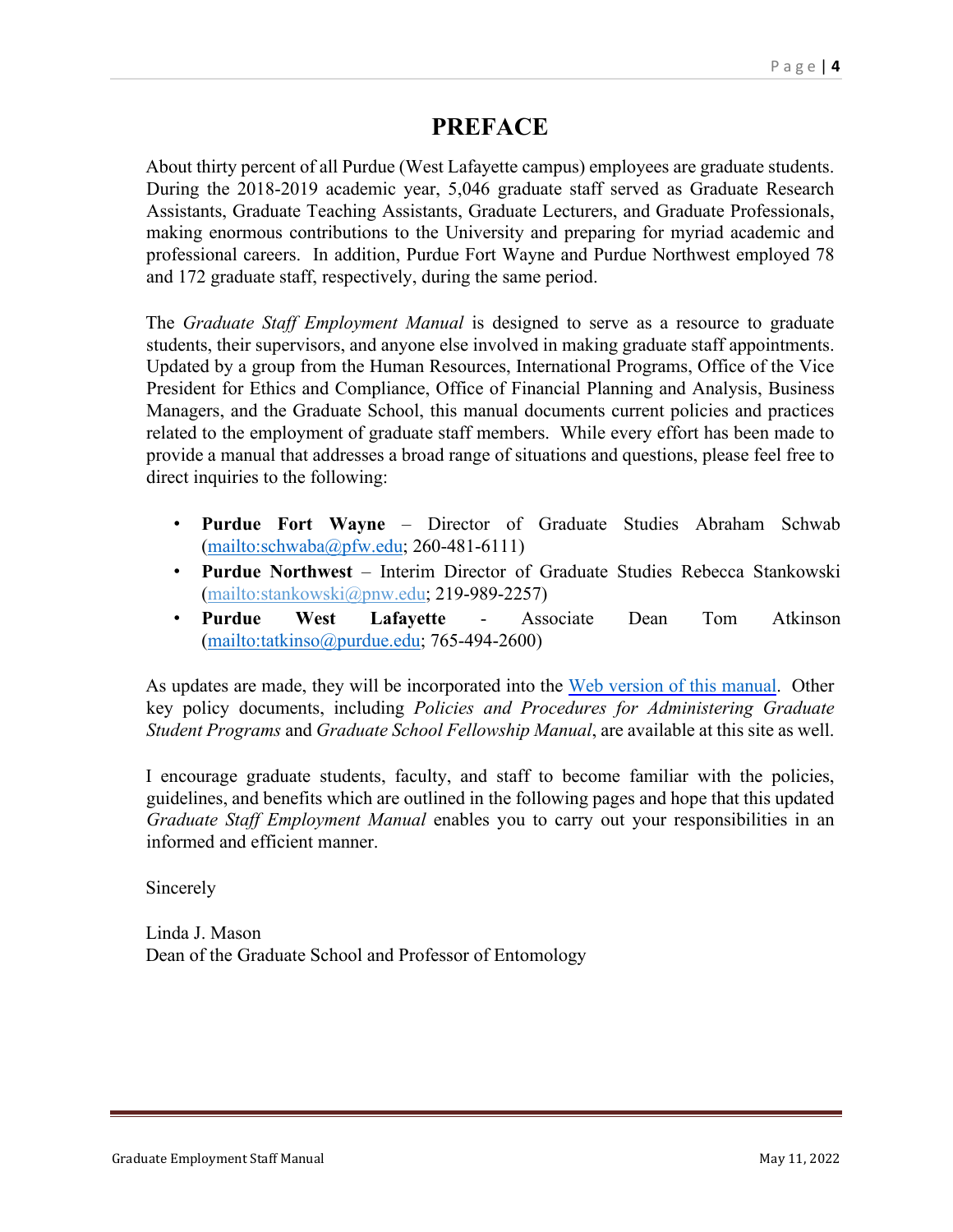# PREFACE

About thirty percent of all Purdue (West Lafayette campus) employees are graduate students. During the 2018-2019 academic year, 5,046 graduate staff served as Graduate Research Assistants, Graduate Teaching Assistants, Graduate Lecturers, and Graduate Professionals, making enormous contributions to the University and preparing for myriad academic and professional careers. In addition, Purdue Fort Wayne and Purdue Northwest employed 78 and 172 graduate staff, respectively, during the same period.

The *Graduate Staff Employment Manual* is designed to serve as a resource to graduate students, their supervisors, and anyone else involved in making graduate staff appointments. Updated by a group from the Human Resources, International Programs, Office of the Vice President for Ethics and Compliance, Office of Financial Planning and Analysis, Business Managers, and the Graduate School, this manual documents current policies and practices related to the employment of graduate staff members. While every effort has been made to provide a manual that addresses a broad range of situations and questions, please feel free to direct inquiries to the following:

- **Purdue Fort Wayne** – Director of Graduate Studies Abraham Schwab (mailto:schwaba@pfw.edu; 260-481-6111)
- **Purdue Northwest** – Interim Director of Graduate Studies Rebecca Stankowski (mailto:stankowski@pnw.edu; 219-989-2257)
- **Purdue West Lafayette** - Associate Dean Tom Atkinson (mailto:tatkinso@purdue.edu; 765-494-2600)

As updates are made, they will be incorporated into the Web version of this manual. Other key policy documents, including *Policies and Procedures for Administering Graduate Student Programs* and *Graduate School Fellowship Manual*, are available at this site as well.

I encourage graduate students, faculty, and staff to become familiar with the policies, guidelines, and benefits which are outlined in the following pages and hope that this updated *Graduate Staff Employment Manual* enables you to carry out your responsibilities in an informed and efficient manner.

Sincerely

Linda J. Mason
Dean of the Graduate School and Professor of Entomology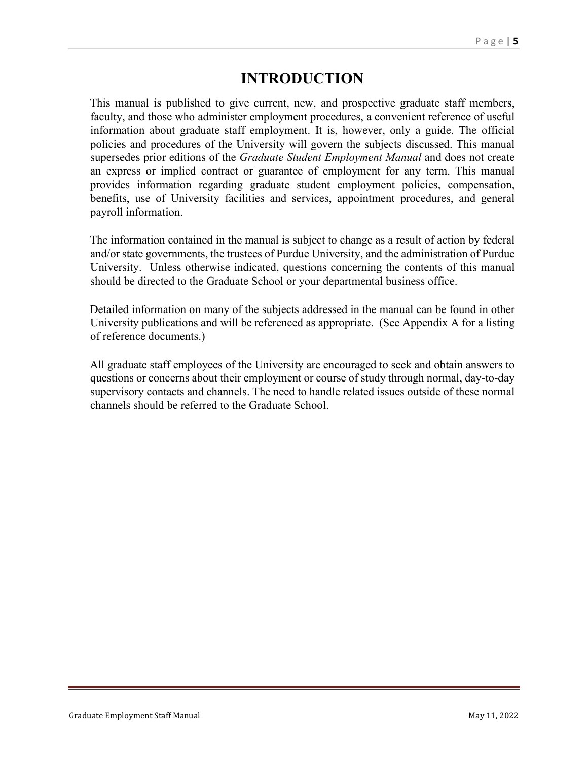# INTRODUCTION

This manual is published to give current, new, and prospective graduate staff members, faculty, and those who administer employment procedures, a convenient reference of useful information about graduate staff employment. It is, however, only a guide. The official policies and procedures of the University will govern the subjects discussed. This manual supersedes prior editions of the *Graduate Student Employment Manual* and does not create an express or implied contract or guarantee of employment for any term. This manual provides information regarding graduate student employment policies, compensation, benefits, use of University facilities and services, appointment procedures, and general payroll information.

The information contained in the manual is subject to change as a result of action by federal and/or state governments, the trustees of Purdue University, and the administration of Purdue University. Unless otherwise indicated, questions concerning the contents of this manual should be directed to the Graduate School or your departmental business office.

Detailed information on many of the subjects addressed in the manual can be found in other University publications and will be referenced as appropriate. (See Appendix A for a listing of reference documents.)

All graduate staff employees of the University are encouraged to seek and obtain answers to questions or concerns about their employment or course of study through normal, day-to-day supervisory contacts and channels. The need to handle related issues outside of these normal channels should be referred to the Graduate School.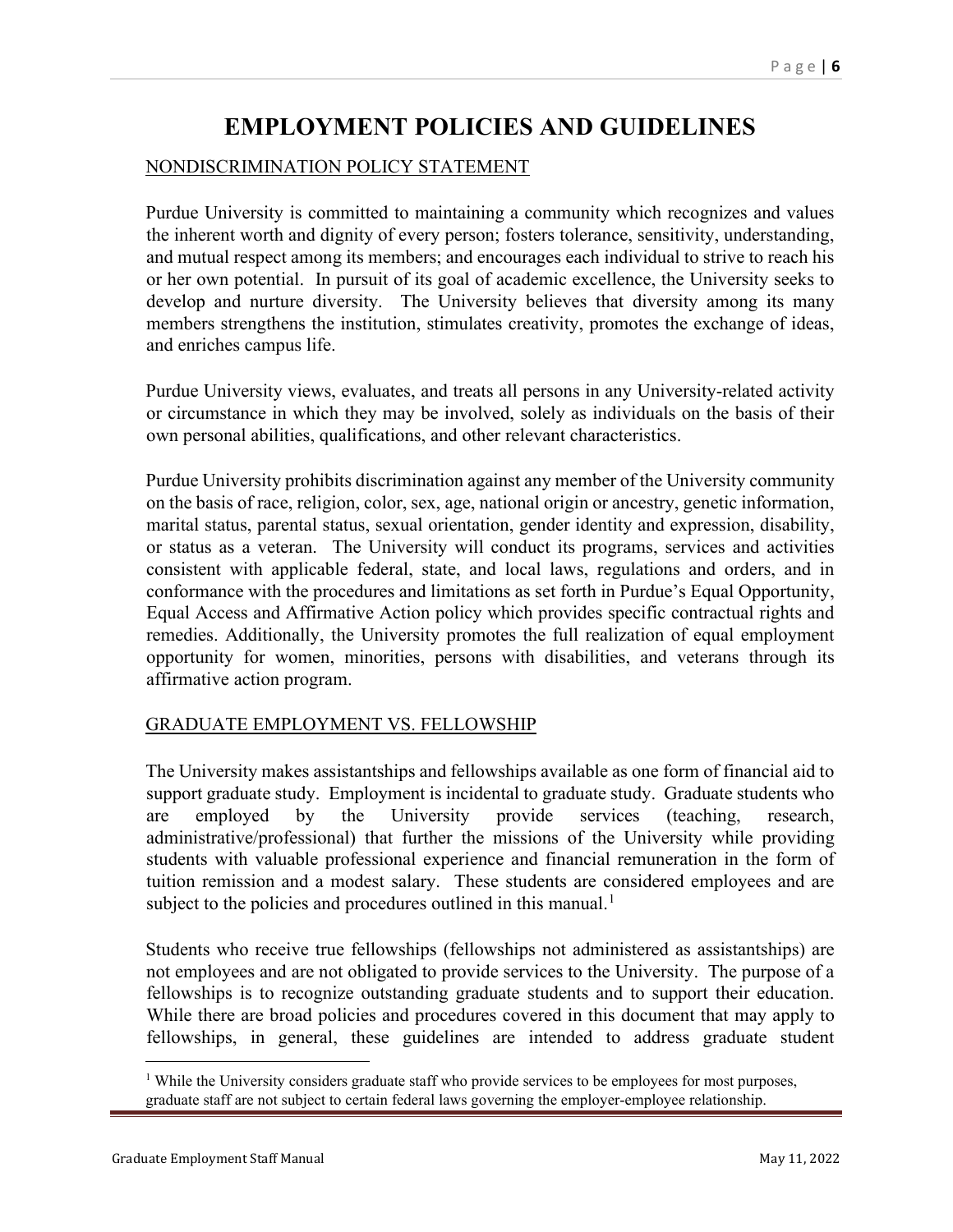# EMPLOYMENT POLICIES AND GUIDELINES

## NONDISCRIMINATION POLICY STATEMENT

Purdue University is committed to maintaining a community which recognizes and values the inherent worth and dignity of every person; fosters tolerance, sensitivity, understanding, and mutual respect among its members; and encourages each individual to strive to reach his or her own potential. In pursuit of its goal of academic excellence, the University seeks to develop and nurture diversity. The University believes that diversity among its many members strengthens the institution, stimulates creativity, promotes the exchange of ideas, and enriches campus life.

Purdue University views, evaluates, and treats all persons in any University-related activity or circumstance in which they may be involved, solely as individuals on the basis of their own personal abilities, qualifications, and other relevant characteristics.

Purdue University prohibits discrimination against any member of the University community on the basis of race, religion, color, sex, age, national origin or ancestry, genetic information, marital status, parental status, sexual orientation, gender identity and expression, disability, or status as a veteran. The University will conduct its programs, services and activities consistent with applicable federal, state, and local laws, regulations and orders, and in conformance with the procedures and limitations as set forth in Purdue's Equal Opportunity, Equal Access and Affirmative Action policy which provides specific contractual rights and remedies. Additionally, the University promotes the full realization of equal employment opportunity for women, minorities, persons with disabilities, and veterans through its affirmative action program.

## GRADUATE EMPLOYMENT VS. FELLOWSHIP

The University makes assistantships and fellowships available as one form of financial aid to support graduate study. Employment is incidental to graduate study. Graduate students who are employed by the University provide services (teaching, research, administrative/professional) that further the missions of the University while providing students with valuable professional experience and financial remuneration in the form of tuition remission and a modest salary. These students are considered employees and are subject to the policies and procedures outlined in this manual.[1]

Students who receive true fellowships (fellowships not administered as assistantships) are not employees and are not obligated to provide services to the University. The purpose of a fellowships is to recognize outstanding graduate students and to support their education. While there are broad policies and procedures covered in this document that may apply to fellowships, in general, these guidelines are intended to address graduate student

[1] While the University considers graduate staff who provide services to be employees for most purposes, graduate staff are not subject to certain federal laws governing the employer-employee relationship.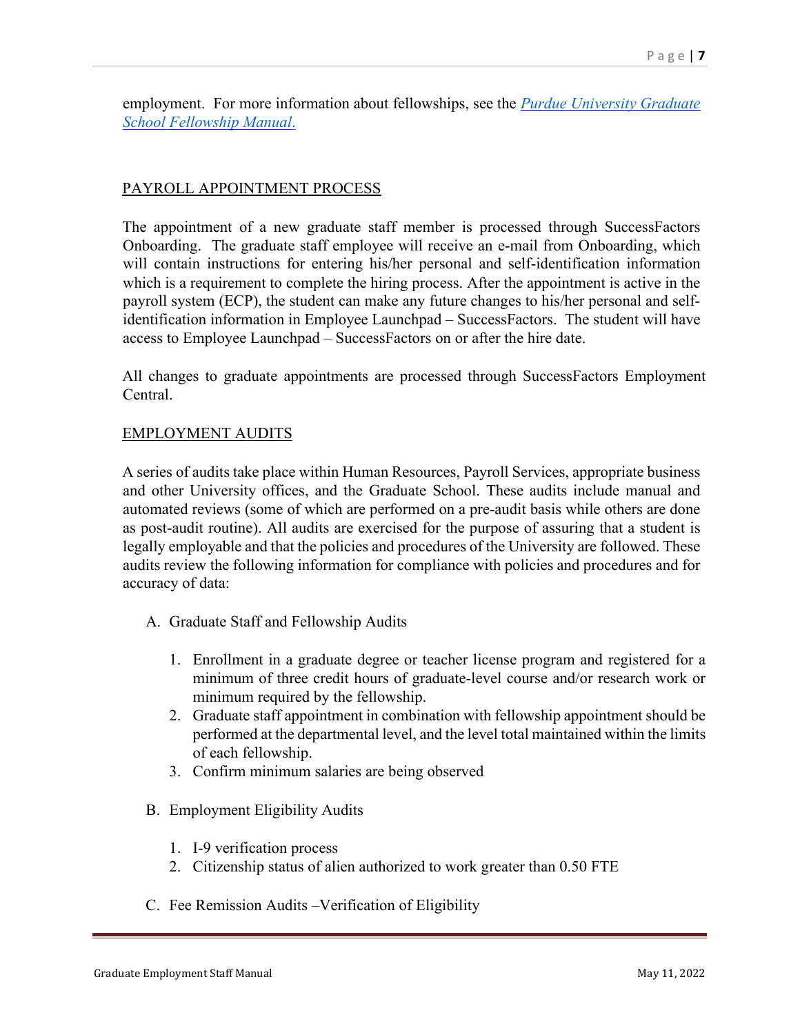employment. For more information about fellowships, see the [*Purdue University Graduate School Fellowship Manual*](#).

## PAYROLL APPOINTMENT PROCESS

The appointment of a new graduate staff member is processed through SuccessFactors Onboarding. The graduate staff employee will receive an e-mail from Onboarding, which will contain instructions for entering his/her personal and self-identification information which is a requirement to complete the hiring process. After the appointment is active in the payroll system (ECP), the student can make any future changes to his/her personal and self-identification information in Employee Launchpad – SuccessFactors. The student will have access to Employee Launchpad – SuccessFactors on or after the hire date.

All changes to graduate appointments are processed through SuccessFactors Employment Central.

## EMPLOYMENT AUDITS

A series of audits take place within Human Resources, Payroll Services, appropriate business and other University offices, and the Graduate School. These audits include manual and automated reviews (some of which are performed on a pre-audit basis while others are done as post-audit routine). All audits are exercised for the purpose of assuring that a student is legally employable and that the policies and procedures of the University are followed. These audits review the following information for compliance with policies and procedures and for accuracy of data:

A. Graduate Staff and Fellowship Audits

1. Enrollment in a graduate degree or teacher license program and registered for a minimum of three credit hours of graduate-level course and/or research work or minimum required by the fellowship.
2. Graduate staff appointment in combination with fellowship appointment should be performed at the departmental level, and the level total maintained within the limits of each fellowship.
3. Confirm minimum salaries are being observed

B. Employment Eligibility Audits

1. I-9 verification process
2. Citizenship status of alien authorized to work greater than 0.50 FTE

C. Fee Remission Audits –Verification of Eligibility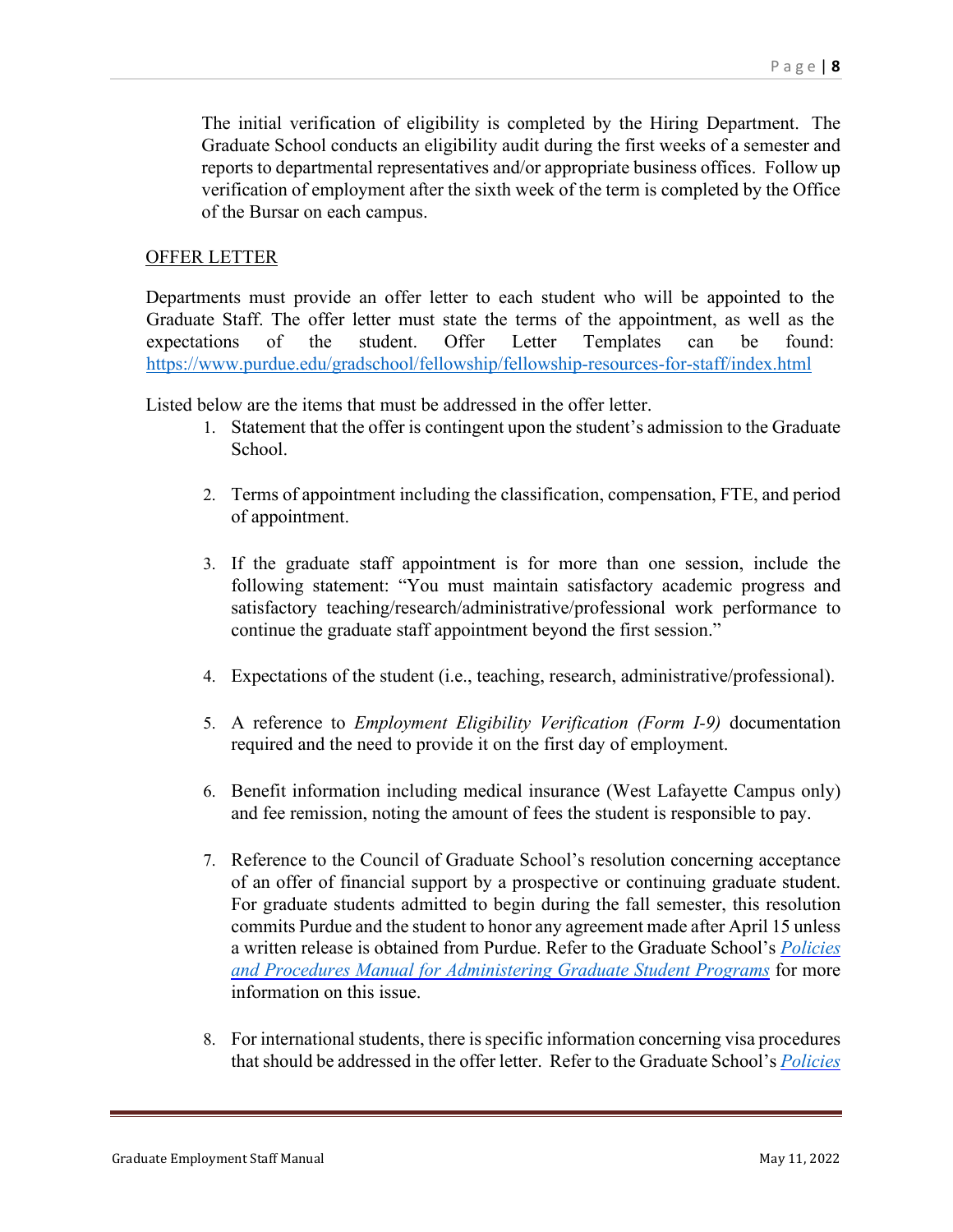The initial verification of eligibility is completed by the Hiring Department. The Graduate School conducts an eligibility audit during the first weeks of a semester and reports to departmental representatives and/or appropriate business offices. Follow up verification of employment after the sixth week of the term is completed by the Office of the Bursar on each campus.

## OFFER LETTER

Departments must provide an offer letter to each student who will be appointed to the Graduate Staff. The offer letter must state the terms of the appointment, as well as the expectations of the student. Offer Letter Templates can be found: [https://www.purdue.edu/gradschool/fellowship/fellowship-resources-for-staff/index.html](https://www.purdue.edu/gradschool/fellowship/fellowship-resources-for-staff/index.html)

Listed below are the items that must be addressed in the offer letter.

1. Statement that the offer is contingent upon the student's admission to the Graduate School.

2. Terms of appointment including the classification, compensation, FTE, and period of appointment.

3. If the graduate staff appointment is for more than one session, include the following statement: "You must maintain satisfactory academic progress and satisfactory teaching/research/administrative/professional work performance to continue the graduate staff appointment beyond the first session."

4. Expectations of the student (i.e., teaching, research, administrative/professional).

5. A reference to *Employment Eligibility Verification (Form I-9)* documentation required and the need to provide it on the first day of employment.

6. Benefit information including medical insurance (West Lafayette Campus only) and fee remission, noting the amount of fees the student is responsible to pay.

7. Reference to the Council of Graduate School's resolution concerning acceptance of an offer of financial support by a prospective or continuing graduate student. For graduate students admitted to begin during the fall semester, this resolution commits Purdue and the student to honor any agreement made after April 15 unless a written release is obtained from Purdue. Refer to the Graduate School's *Policies and Procedures Manual for Administering Graduate Student Programs* for more information on this issue.

8. For international students, there is specific information concerning visa procedures that should be addressed in the offer letter. Refer to the Graduate School's *Policies*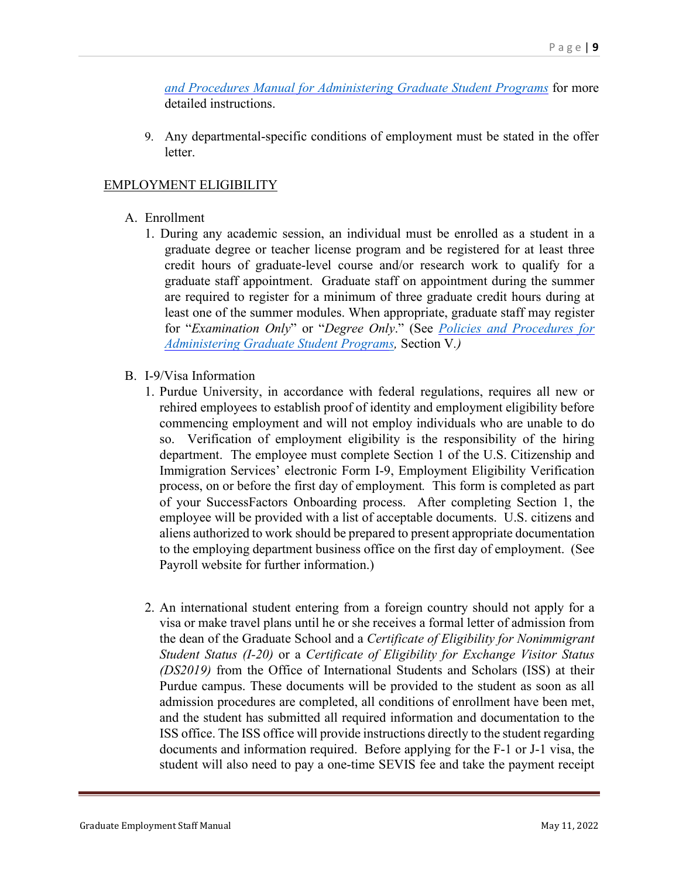[and Procedures Manual for Administering Graduate Student Programs](#) for more detailed instructions.

9. Any departmental-specific conditions of employment must be stated in the offer letter.

## EMPLOYMENT ELIGIBILITY

A. Enrollment

1. During any academic session, an individual must be enrolled as a student in a graduate degree or teacher license program and be registered for at least three credit hours of graduate-level course and/or research work to qualify for a graduate staff appointment. Graduate staff on appointment during the summer are required to register for a minimum of three graduate credit hours during at least one of the summer modules. When appropriate, graduate staff may register for "*Examination Only*" or "*Degree Only*." (See [*Policies and Procedures for Administering Graduate Student Programs*](#), Section V.*)*

B. I-9/Visa Information

1. Purdue University, in accordance with federal regulations, requires all new or rehired employees to establish proof of identity and employment eligibility before commencing employment and will not employ individuals who are unable to do so. Verification of employment eligibility is the responsibility of the hiring department. The employee must complete Section 1 of the U.S. Citizenship and Immigration Services' electronic Form I-9, Employment Eligibility Verification process, on or before the first day of employment*.* This form is completed as part of your SuccessFactors Onboarding process. After completing Section 1, the employee will be provided with a list of acceptable documents. U.S. citizens and aliens authorized to work should be prepared to present appropriate documentation to the employing department business office on the first day of employment. (See Payroll website for further information.)

2. An international student entering from a foreign country should not apply for a visa or make travel plans until he or she receives a formal letter of admission from the dean of the Graduate School and a *Certificate of Eligibility for Nonimmigrant Student Status (I-20)* or a *Certificate of Eligibility for Exchange Visitor Status (DS2019)* from the Office of International Students and Scholars (ISS) at their Purdue campus. These documents will be provided to the student as soon as all admission procedures are completed, all conditions of enrollment have been met, and the student has submitted all required information and documentation to the ISS office. The ISS office will provide instructions directly to the student regarding documents and information required. Before applying for the F-1 or J-1 visa, the student will also need to pay a one-time SEVIS fee and take the payment receipt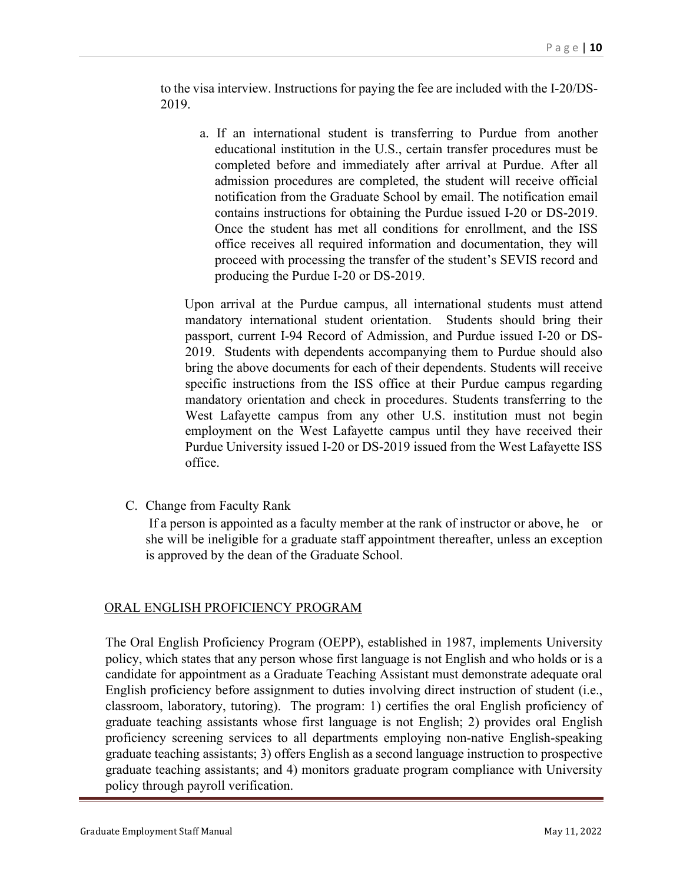to the visa interview. Instructions for paying the fee are included with the I-20/DS-2019.

a. If an international student is transferring to Purdue from another educational institution in the U.S., certain transfer procedures must be completed before and immediately after arrival at Purdue. After all admission procedures are completed, the student will receive official notification from the Graduate School by email. The notification email contains instructions for obtaining the Purdue issued I-20 or DS-2019. Once the student has met all conditions for enrollment, and the ISS office receives all required information and documentation, they will proceed with processing the transfer of the student's SEVIS record and producing the Purdue I-20 or DS-2019.

Upon arrival at the Purdue campus, all international students must attend mandatory international student orientation. Students should bring their passport, current I-94 Record of Admission, and Purdue issued I-20 or DS-2019. Students with dependents accompanying them to Purdue should also bring the above documents for each of their dependents. Students will receive specific instructions from the ISS office at their Purdue campus regarding mandatory orientation and check in procedures. Students transferring to the West Lafayette campus from any other U.S. institution must not begin employment on the West Lafayette campus until they have received their Purdue University issued I-20 or DS-2019 issued from the West Lafayette ISS office.

C. Change from Faculty Rank

If a person is appointed as a faculty member at the rank of instructor or above, he or she will be ineligible for a graduate staff appointment thereafter, unless an exception is approved by the dean of the Graduate School.

## ORAL ENGLISH PROFICIENCY PROGRAM

The Oral English Proficiency Program (OEPP), established in 1987, implements University policy, which states that any person whose first language is not English and who holds or is a candidate for appointment as a Graduate Teaching Assistant must demonstrate adequate oral English proficiency before assignment to duties involving direct instruction of student (i.e., classroom, laboratory, tutoring). The program: 1) certifies the oral English proficiency of graduate teaching assistants whose first language is not English; 2) provides oral English proficiency screening services to all departments employing non-native English-speaking graduate teaching assistants; 3) offers English as a second language instruction to prospective graduate teaching assistants; and 4) monitors graduate program compliance with University policy through payroll verification.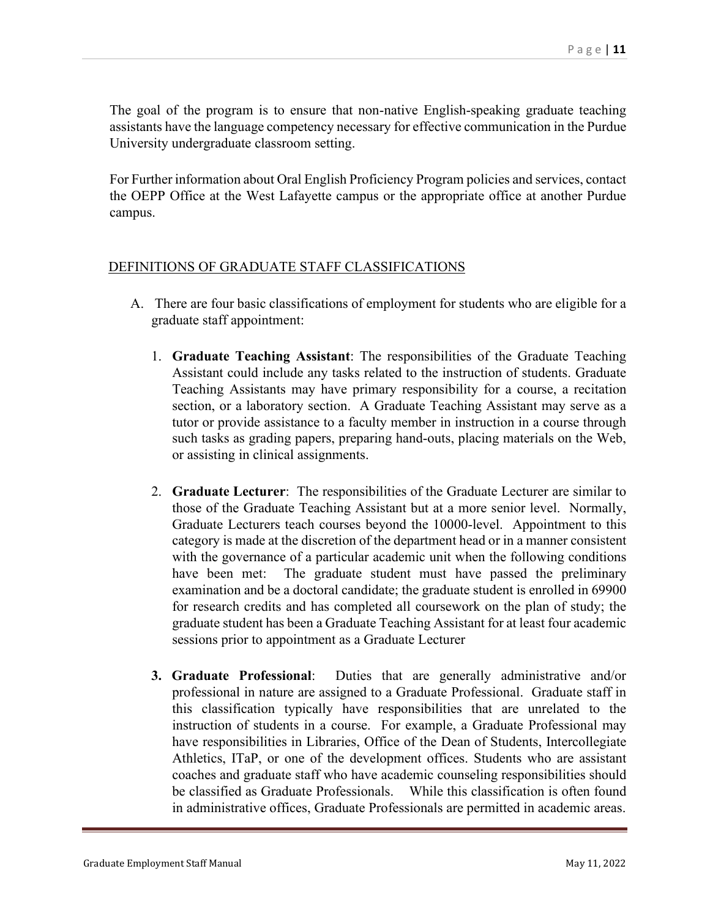The goal of the program is to ensure that non-native English-speaking graduate teaching assistants have the language competency necessary for effective communication in the Purdue University undergraduate classroom setting.

For Further information about Oral English Proficiency Program policies and services, contact the OEPP Office at the West Lafayette campus or the appropriate office at another Purdue campus.

## DEFINITIONS OF GRADUATE STAFF CLASSIFICATIONS

A. There are four basic classifications of employment for students who are eligible for a graduate staff appointment:

1. **Graduate Teaching Assistant**: The responsibilities of the Graduate Teaching Assistant could include any tasks related to the instruction of students. Graduate Teaching Assistants may have primary responsibility for a course, a recitation section, or a laboratory section. A Graduate Teaching Assistant may serve as a tutor or provide assistance to a faculty member in instruction in a course through such tasks as grading papers, preparing hand-outs, placing materials on the Web, or assisting in clinical assignments.

2. **Graduate Lecturer**: The responsibilities of the Graduate Lecturer are similar to those of the Graduate Teaching Assistant but at a more senior level. Normally, Graduate Lecturers teach courses beyond the 10000-level. Appointment to this category is made at the discretion of the department head or in a manner consistent with the governance of a particular academic unit when the following conditions have been met: The graduate student must have passed the preliminary examination and be a doctoral candidate; the graduate student is enrolled in 69900 for research credits and has completed all coursework on the plan of study; the graduate student has been a Graduate Teaching Assistant for at least four academic sessions prior to appointment as a Graduate Lecturer

3. **Graduate Professional**: Duties that are generally administrative and/or professional in nature are assigned to a Graduate Professional. Graduate staff in this classification typically have responsibilities that are unrelated to the instruction of students in a course. For example, a Graduate Professional may have responsibilities in Libraries, Office of the Dean of Students, Intercollegiate Athletics, ITaP, or one of the development offices. Students who are assistant coaches and graduate staff who have academic counseling responsibilities should be classified as Graduate Professionals. While this classification is often found in administrative offices, Graduate Professionals are permitted in academic areas.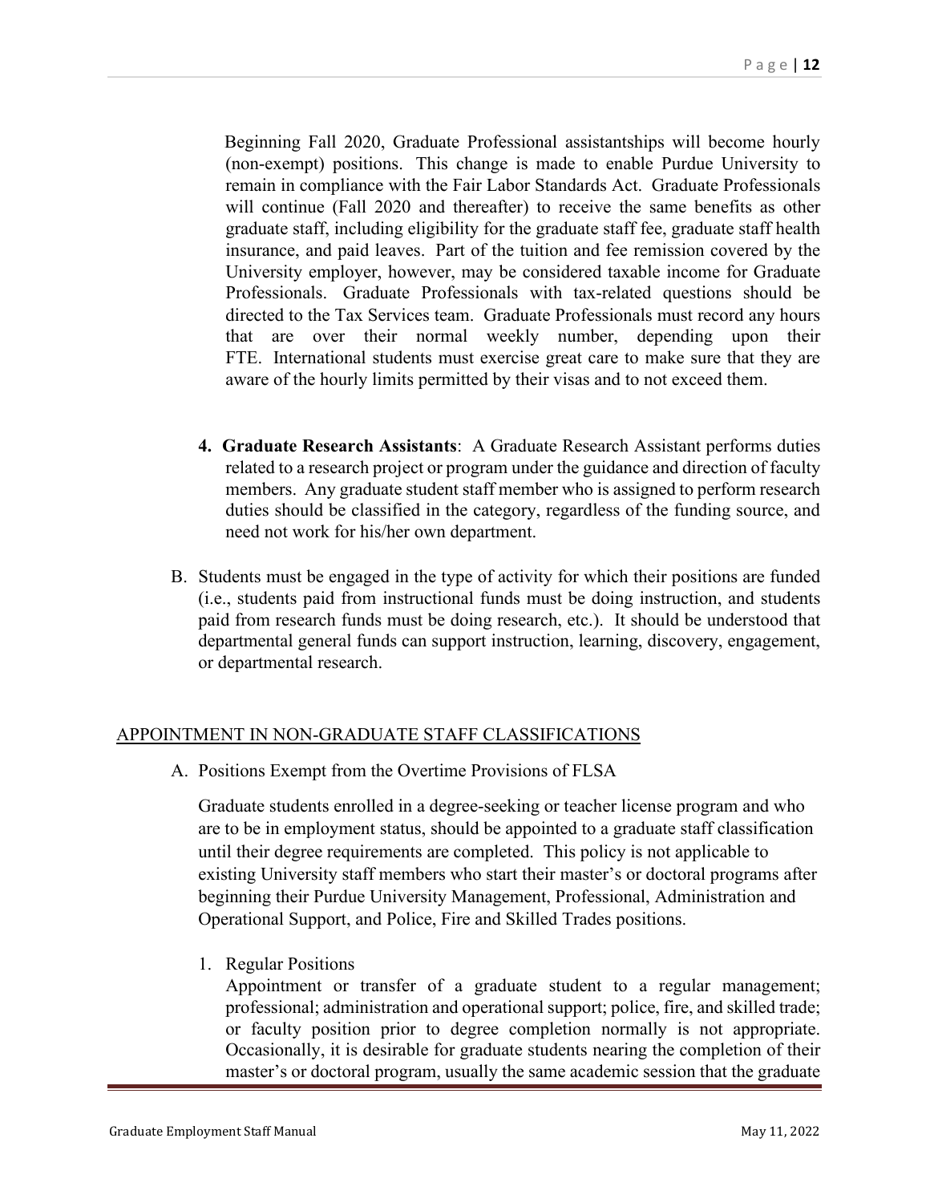Beginning Fall 2020, Graduate Professional assistantships will become hourly (non-exempt) positions. This change is made to enable Purdue University to remain in compliance with the Fair Labor Standards Act. Graduate Professionals will continue (Fall 2020 and thereafter) to receive the same benefits as other graduate staff, including eligibility for the graduate staff fee, graduate staff health insurance, and paid leaves. Part of the tuition and fee remission covered by the University employer, however, may be considered taxable income for Graduate Professionals. Graduate Professionals with tax-related questions should be directed to the Tax Services team. Graduate Professionals must record any hours that are over their normal weekly number, depending upon their FTE. International students must exercise great care to make sure that they are aware of the hourly limits permitted by their visas and to not exceed them.

4. **Graduate Research Assistants**: A Graduate Research Assistant performs duties related to a research project or program under the guidance and direction of faculty members. Any graduate student staff member who is assigned to perform research duties should be classified in the category, regardless of the funding source, and need not work for his/her own department.

B. Students must be engaged in the type of activity for which their positions are funded (i.e., students paid from instructional funds must be doing instruction, and students paid from research funds must be doing research, etc.). It should be understood that departmental general funds can support instruction, learning, discovery, engagement, or departmental research.

## APPOINTMENT IN NON-GRADUATE STAFF CLASSIFICATIONS

A. Positions Exempt from the Overtime Provisions of FLSA

Graduate students enrolled in a degree-seeking or teacher license program and who are to be in employment status, should be appointed to a graduate staff classification until their degree requirements are completed. This policy is not applicable to existing University staff members who start their master's or doctoral programs after beginning their Purdue University Management, Professional, Administration and Operational Support, and Police, Fire and Skilled Trades positions.

1. Regular Positions

   Appointment or transfer of a graduate student to a regular management; professional; administration and operational support; police, fire, and skilled trade; or faculty position prior to degree completion normally is not appropriate. Occasionally, it is desirable for graduate students nearing the completion of their master's or doctoral program, usually the same academic session that the graduate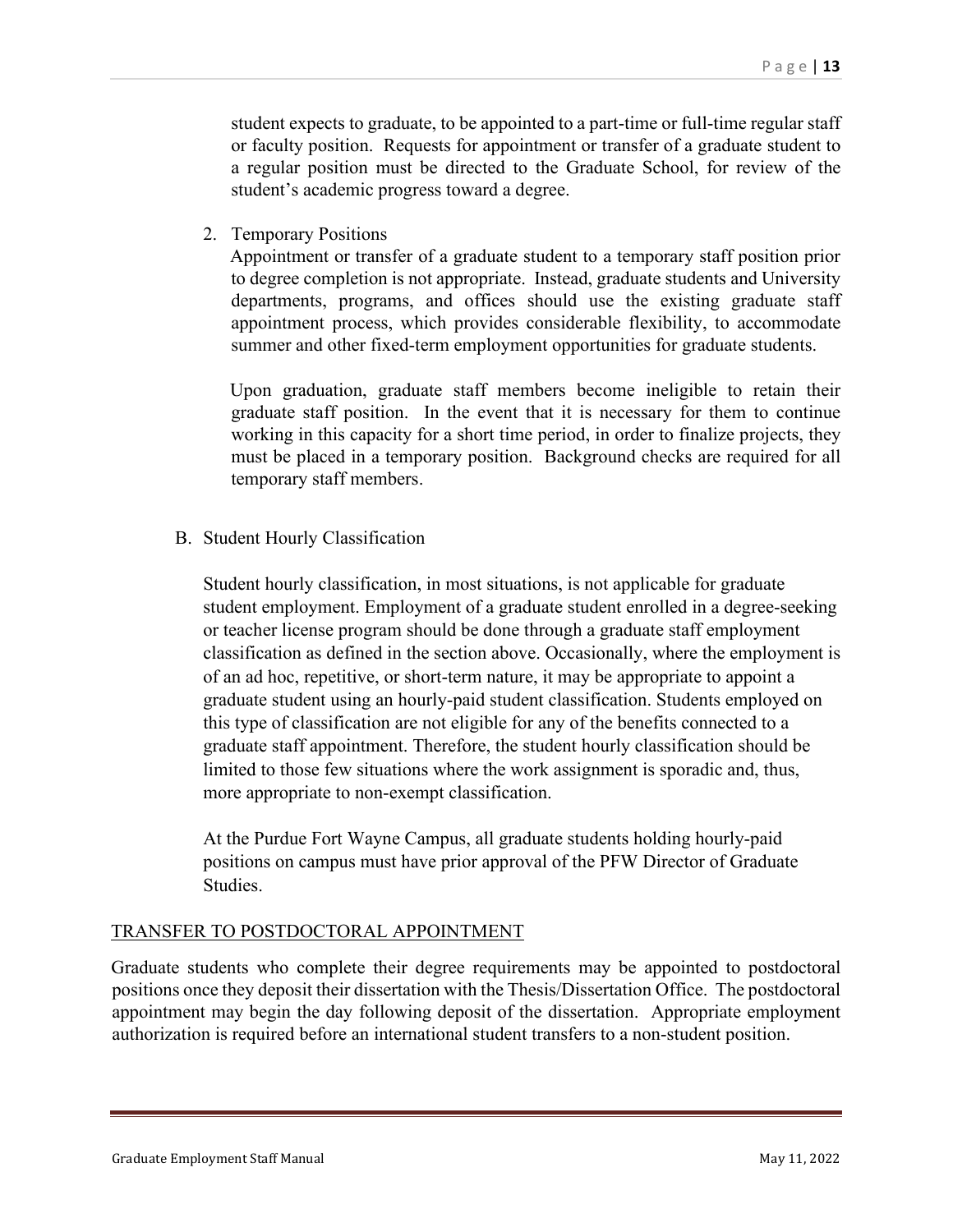student expects to graduate, to be appointed to a part-time or full-time regular staff or faculty position. Requests for appointment or transfer of a graduate student to a regular position must be directed to the Graduate School, for review of the student's academic progress toward a degree.

2. Temporary Positions

   Appointment or transfer of a graduate student to a temporary staff position prior to degree completion is not appropriate. Instead, graduate students and University departments, programs, and offices should use the existing graduate staff appointment process, which provides considerable flexibility, to accommodate summer and other fixed-term employment opportunities for graduate students.

   Upon graduation, graduate staff members become ineligible to retain their graduate staff position. In the event that it is necessary for them to continue working in this capacity for a short time period, in order to finalize projects, they must be placed in a temporary position. Background checks are required for all temporary staff members.

B. Student Hourly Classification

   Student hourly classification, in most situations, is not applicable for graduate student employment. Employment of a graduate student enrolled in a degree-seeking or teacher license program should be done through a graduate staff employment classification as defined in the section above. Occasionally, where the employment is of an ad hoc, repetitive, or short-term nature, it may be appropriate to appoint a graduate student using an hourly-paid student classification. Students employed on this type of classification are not eligible for any of the benefits connected to a graduate staff appointment. Therefore, the student hourly classification should be limited to those few situations where the work assignment is sporadic and, thus, more appropriate to non-exempt classification.

   At the Purdue Fort Wayne Campus, all graduate students holding hourly-paid positions on campus must have prior approval of the PFW Director of Graduate Studies.

## TRANSFER TO POSTDOCTORAL APPOINTMENT

Graduate students who complete their degree requirements may be appointed to postdoctoral positions once they deposit their dissertation with the Thesis/Dissertation Office. The postdoctoral appointment may begin the day following deposit of the dissertation. Appropriate employment authorization is required before an international student transfers to a non-student position.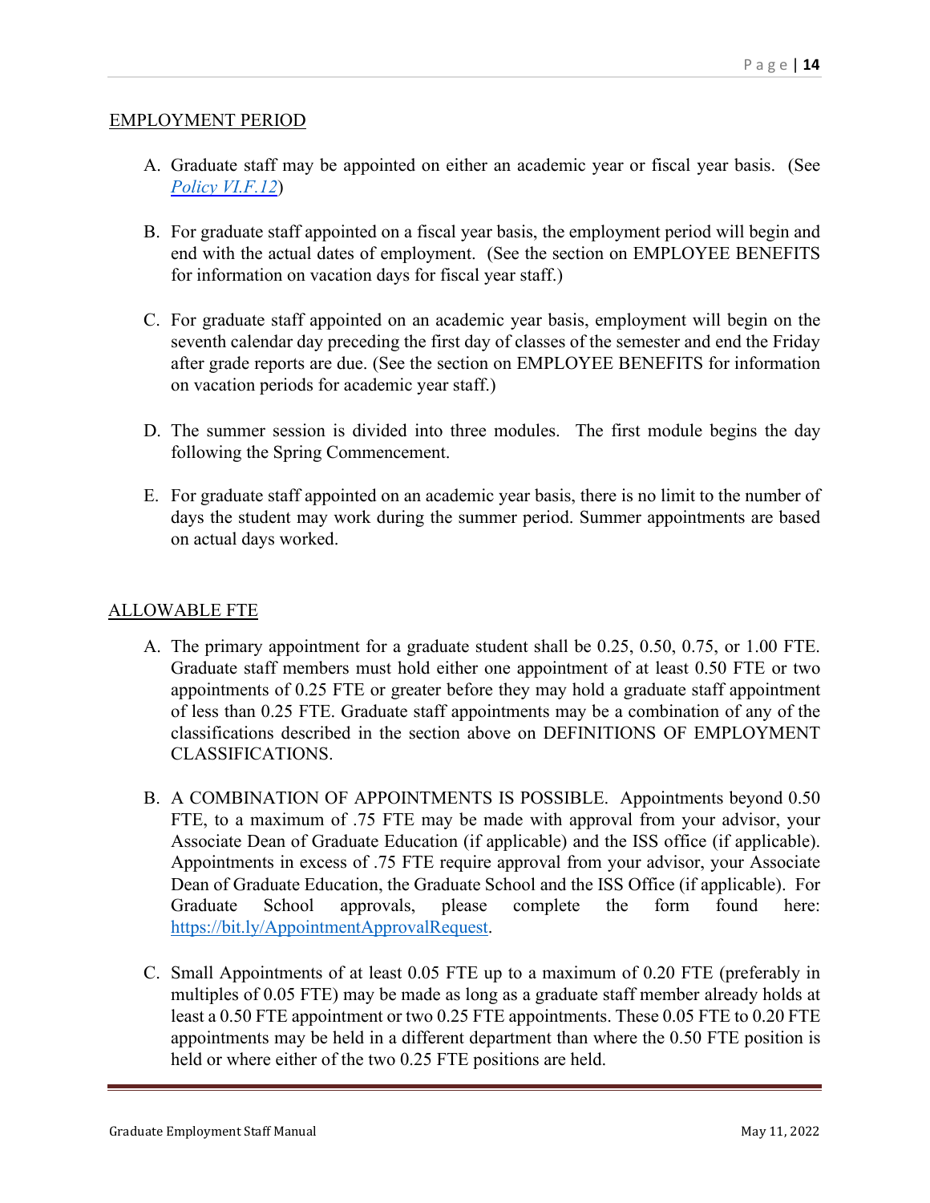## EMPLOYMENT PERIOD

A. Graduate staff may be appointed on either an academic year or fiscal year basis. (See *[Policy VI.F.12](Policy VI.F.12)*)

B. For graduate staff appointed on a fiscal year basis, the employment period will begin and end with the actual dates of employment. (See the section on EMPLOYEE BENEFITS for information on vacation days for fiscal year staff.)

C. For graduate staff appointed on an academic year basis, employment will begin on the seventh calendar day preceding the first day of classes of the semester and end the Friday after grade reports are due. (See the section on EMPLOYEE BENEFITS for information on vacation periods for academic year staff.)

D. The summer session is divided into three modules. The first module begins the day following the Spring Commencement.

E. For graduate staff appointed on an academic year basis, there is no limit to the number of days the student may work during the summer period. Summer appointments are based on actual days worked.

## ALLOWABLE FTE

A. The primary appointment for a graduate student shall be 0.25, 0.50, 0.75, or 1.00 FTE. Graduate staff members must hold either one appointment of at least 0.50 FTE or two appointments of 0.25 FTE or greater before they may hold a graduate staff appointment of less than 0.25 FTE. Graduate staff appointments may be a combination of any of the classifications described in the section above on DEFINITIONS OF EMPLOYMENT CLASSIFICATIONS.

B. A COMBINATION OF APPOINTMENTS IS POSSIBLE. Appointments beyond 0.50 FTE, to a maximum of .75 FTE may be made with approval from your advisor, your Associate Dean of Graduate Education (if applicable) and the ISS office (if applicable). Appointments in excess of .75 FTE require approval from your advisor, your Associate Dean of Graduate Education, the Graduate School and the ISS Office (if applicable). For Graduate School approvals, please complete the form found here: https://bit.ly/AppointmentApprovalRequest.

C. Small Appointments of at least 0.05 FTE up to a maximum of 0.20 FTE (preferably in multiples of 0.05 FTE) may be made as long as a graduate staff member already holds at least a 0.50 FTE appointment or two 0.25 FTE appointments. These 0.05 FTE to 0.20 FTE appointments may be held in a different department than where the 0.50 FTE position is held or where either of the two 0.25 FTE positions are held.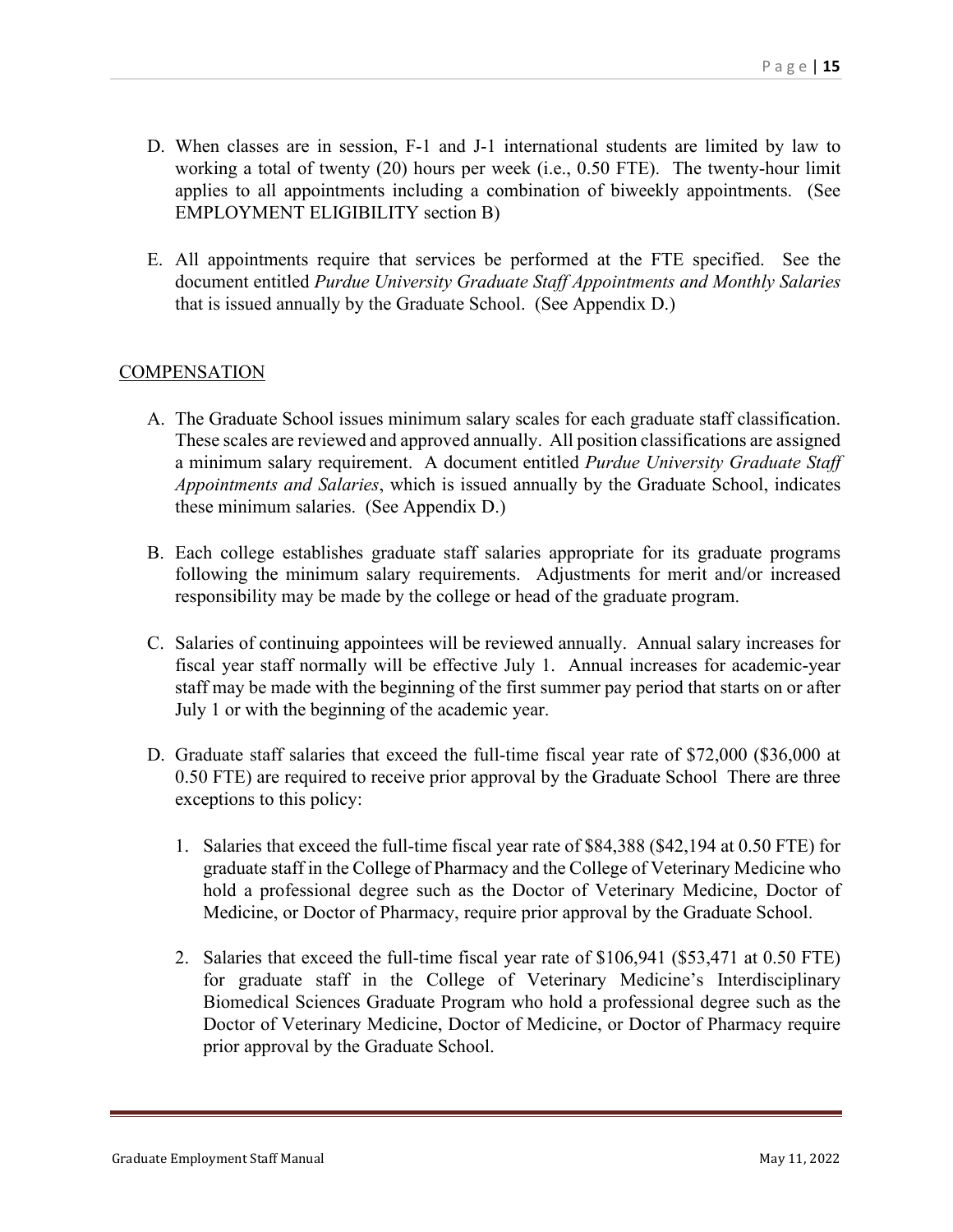D. When classes are in session, F-1 and J-1 international students are limited by law to working a total of twenty (20) hours per week (i.e., 0.50 FTE). The twenty-hour limit applies to all appointments including a combination of biweekly appointments. (See EMPLOYMENT ELIGIBILITY section B)

E. All appointments require that services be performed at the FTE specified. See the document entitled *Purdue University Graduate Staff Appointments and Monthly Salaries* that is issued annually by the Graduate School. (See Appendix D.)

## <u>COMPENSATION</u>

A. The Graduate School issues minimum salary scales for each graduate staff classification. These scales are reviewed and approved annually. All position classifications are assigned a minimum salary requirement. A document entitled *Purdue University Graduate Staff Appointments and Salaries*, which is issued annually by the Graduate School, indicates these minimum salaries. (See Appendix D.)

B. Each college establishes graduate staff salaries appropriate for its graduate programs following the minimum salary requirements. Adjustments for merit and/or increased responsibility may be made by the college or head of the graduate program.

C. Salaries of continuing appointees will be reviewed annually. Annual salary increases for fiscal year staff normally will be effective July 1. Annual increases for academic-year staff may be made with the beginning of the first summer pay period that starts on or after July 1 or with the beginning of the academic year.

D. Graduate staff salaries that exceed the full-time fiscal year rate of $72,000 ($36,000 at 0.50 FTE) are required to receive prior approval by the Graduate School There are three exceptions to this policy:

   1. Salaries that exceed the full-time fiscal year rate of $84,388 ($42,194 at 0.50 FTE) for graduate staff in the College of Pharmacy and the College of Veterinary Medicine who hold a professional degree such as the Doctor of Veterinary Medicine, Doctor of Medicine, or Doctor of Pharmacy, require prior approval by the Graduate School.

   2. Salaries that exceed the full-time fiscal year rate of $106,941 ($53,471 at 0.50 FTE) for graduate staff in the College of Veterinary Medicine's Interdisciplinary Biomedical Sciences Graduate Program who hold a professional degree such as the Doctor of Veterinary Medicine, Doctor of Medicine, or Doctor of Pharmacy require prior approval by the Graduate School.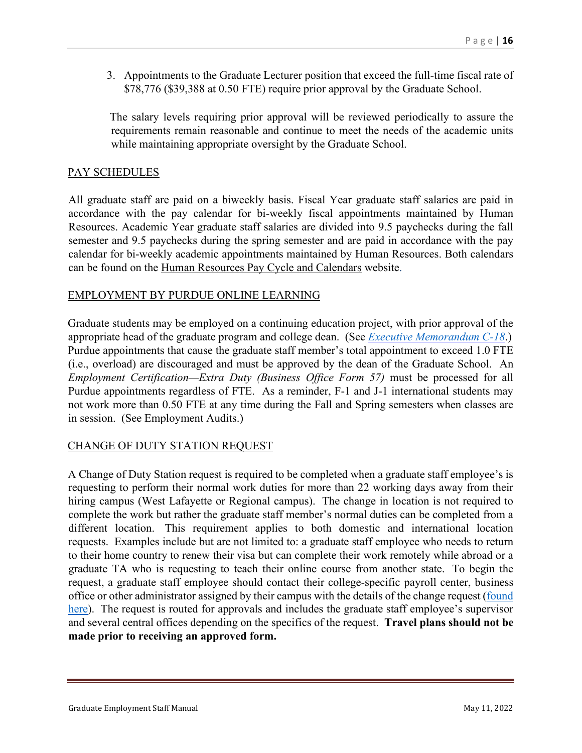3. Appointments to the Graduate Lecturer position that exceed the full-time fiscal rate of $78,776 ($39,388 at 0.50 FTE) require prior approval by the Graduate School.

The salary levels requiring prior approval will be reviewed periodically to assure the requirements remain reasonable and continue to meet the needs of the academic units while maintaining appropriate oversight by the Graduate School.

## PAY SCHEDULES

All graduate staff are paid on a biweekly basis. Fiscal Year graduate staff salaries are paid in accordance with the pay calendar for bi-weekly fiscal appointments maintained by Human Resources. Academic Year graduate staff salaries are divided into 9.5 paychecks during the fall semester and 9.5 paychecks during the spring semester and are paid in accordance with the pay calendar for bi-weekly academic appointments maintained by Human Resources. Both calendars can be found on the Human Resources Pay Cycle and Calendars website.

## EMPLOYMENT BY PURDUE ONLINE LEARNING

Graduate students may be employed on a continuing education project, with prior approval of the appropriate head of the graduate program and college dean. (See *Executive Memorandum C-18*.) Purdue appointments that cause the graduate staff member's total appointment to exceed 1.0 FTE (i.e., overload) are discouraged and must be approved by the dean of the Graduate School. An *Employment Certification—Extra Duty (Business Office Form 57)* must be processed for all Purdue appointments regardless of FTE. As a reminder, F-1 and J-1 international students may not work more than 0.50 FTE at any time during the Fall and Spring semesters when classes are in session. (See Employment Audits.)

## CHANGE OF DUTY STATION REQUEST

A Change of Duty Station request is required to be completed when a graduate staff employee's is requesting to perform their normal work duties for more than 22 working days away from their hiring campus (West Lafayette or Regional campus). The change in location is not required to complete the work but rather the graduate staff member's normal duties can be completed from a different location. This requirement applies to both domestic and international location requests. Examples include but are not limited to: a graduate staff employee who needs to return to their home country to renew their visa but can complete their work remotely while abroad or a graduate TA who is requesting to teach their online course from another state. To begin the request, a graduate staff employee should contact their college-specific payroll center, business office or other administrator assigned by their campus with the details of the change request (found here). The request is routed for approvals and includes the graduate staff employee's supervisor and several central offices depending on the specifics of the request. **Travel plans should not be made prior to receiving an approved form.**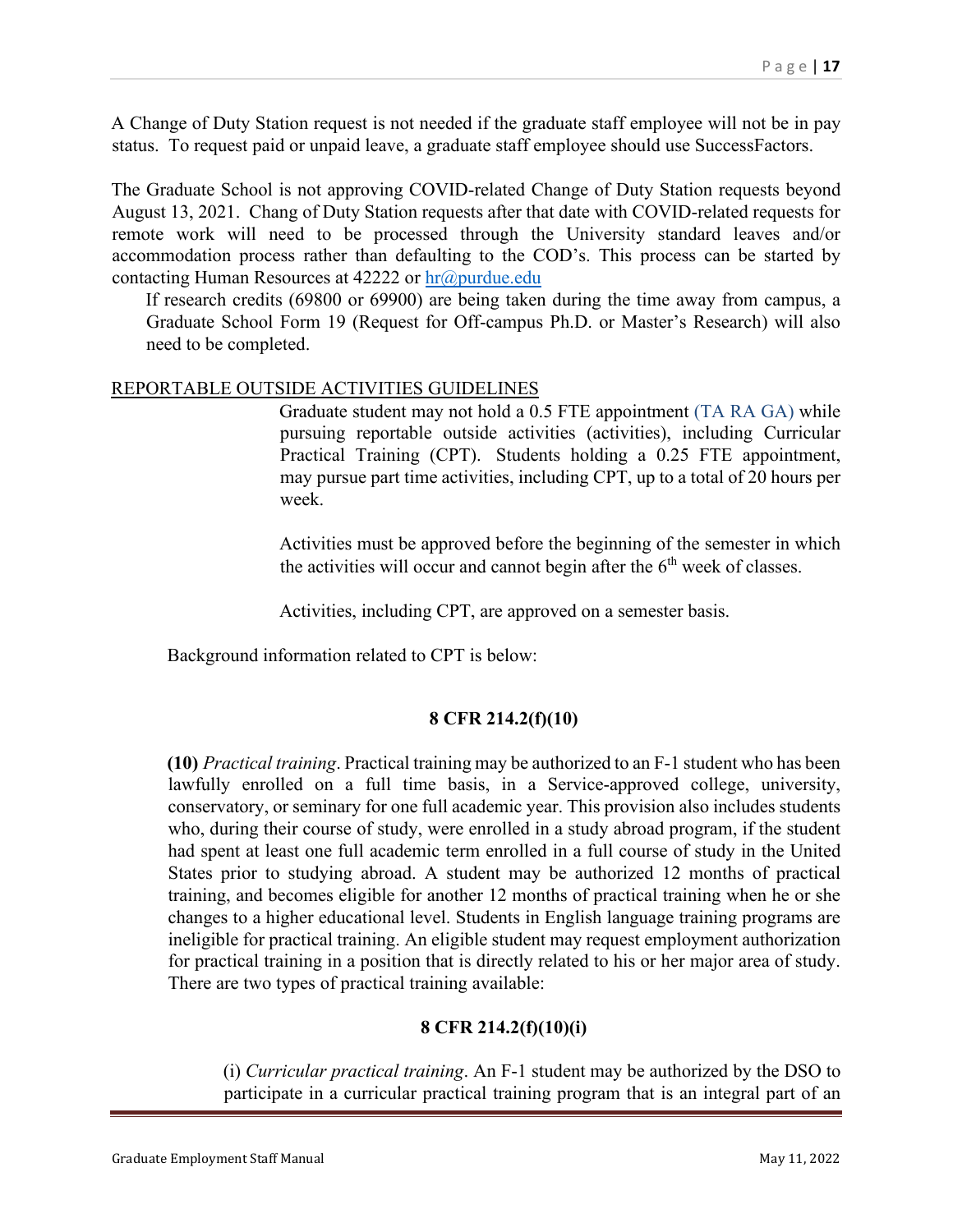A Change of Duty Station request is not needed if the graduate staff employee will not be in pay status. To request paid or unpaid leave, a graduate staff employee should use SuccessFactors.

The Graduate School is not approving COVID-related Change of Duty Station requests beyond August 13, 2021. Chang of Duty Station requests after that date with COVID-related requests for remote work will need to be processed through the University standard leaves and/or accommodation process rather than defaulting to the COD's. This process can be started by contacting Human Resources at 42222 or [hr@purdue.edu](mailto:hr@purdue.edu)

If research credits (69800 or 69900) are being taken during the time away from campus, a Graduate School Form 19 (Request for Off-campus Ph.D. or Master's Research) will also need to be completed.

REPORTABLE OUTSIDE ACTIVITIES GUIDELINES

Graduate student may not hold a 0.5 FTE appointment (TA RA GA) while pursuing reportable outside activities (activities), including Curricular Practical Training (CPT). Students holding a 0.25 FTE appointment, may pursue part time activities, including CPT, up to a total of 20 hours per week.

Activities must be approved before the beginning of the semester in which the activities will occur and cannot begin after the 6th week of classes.

Activities, including CPT, are approved on a semester basis.

Background information related to CPT is below:

**8 CFR 214.2(f)(10)**

**(10)** *Practical training*. Practical training may be authorized to an F-1 student who has been lawfully enrolled on a full time basis, in a Service-approved college, university, conservatory, or seminary for one full academic year. This provision also includes students who, during their course of study, were enrolled in a study abroad program, if the student had spent at least one full academic term enrolled in a full course of study in the United States prior to studying abroad. A student may be authorized 12 months of practical training, and becomes eligible for another 12 months of practical training when he or she changes to a higher educational level. Students in English language training programs are ineligible for practical training. An eligible student may request employment authorization for practical training in a position that is directly related to his or her major area of study. There are two types of practical training available:

**8 CFR 214.2(f)(10)(i)**

(i) *Curricular practical training*. An F-1 student may be authorized by the DSO to participate in a curricular practical training program that is an integral part of an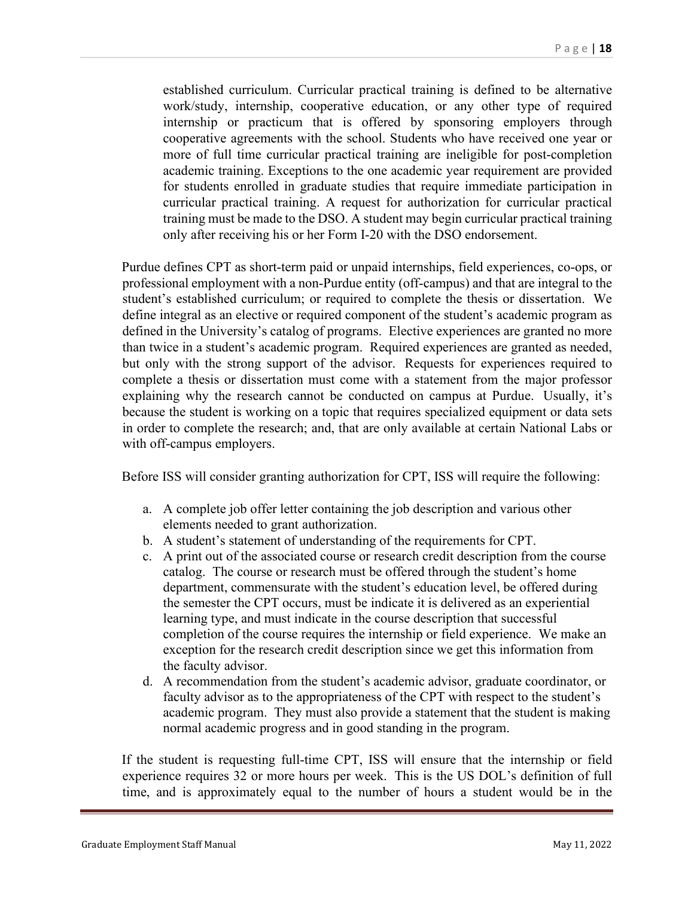> established curriculum. Curricular practical training is defined to be alternative work/study, internship, cooperative education, or any other type of required internship or practicum that is offered by sponsoring employers through cooperative agreements with the school. Students who have received one year or more of full time curricular practical training are ineligible for post-completion academic training. Exceptions to the one academic year requirement are provided for students enrolled in graduate studies that require immediate participation in curricular practical training. A request for authorization for curricular practical training must be made to the DSO. A student may begin curricular practical training only after receiving his or her Form I-20 with the DSO endorsement.

Purdue defines CPT as short-term paid or unpaid internships, field experiences, co-ops, or professional employment with a non-Purdue entity (off-campus) and that are integral to the student's established curriculum; or required to complete the thesis or dissertation. We define integral as an elective or required component of the student's academic program as defined in the University's catalog of programs. Elective experiences are granted no more than twice in a student's academic program. Required experiences are granted as needed, but only with the strong support of the advisor. Requests for experiences required to complete a thesis or dissertation must come with a statement from the major professor explaining why the research cannot be conducted on campus at Purdue. Usually, it's because the student is working on a topic that requires specialized equipment or data sets in order to complete the research; and, that are only available at certain National Labs or with off-campus employers.

Before ISS will consider granting authorization for CPT, ISS will require the following:

a. A complete job offer letter containing the job description and various other elements needed to grant authorization.
b. A student's statement of understanding of the requirements for CPT.
c. A print out of the associated course or research credit description from the course catalog. The course or research must be offered through the student's home department, commensurate with the student's education level, be offered during the semester the CPT occurs, must be indicate it is delivered as an experiential learning type, and must indicate in the course description that successful completion of the course requires the internship or field experience. We make an exception for the research credit description since we get this information from the faculty advisor.
d. A recommendation from the student's academic advisor, graduate coordinator, or faculty advisor as to the appropriateness of the CPT with respect to the student's academic program. They must also provide a statement that the student is making normal academic progress and in good standing in the program.

If the student is requesting full-time CPT, ISS will ensure that the internship or field experience requires 32 or more hours per week. This is the US DOL's definition of full time, and is approximately equal to the number of hours a student would be in the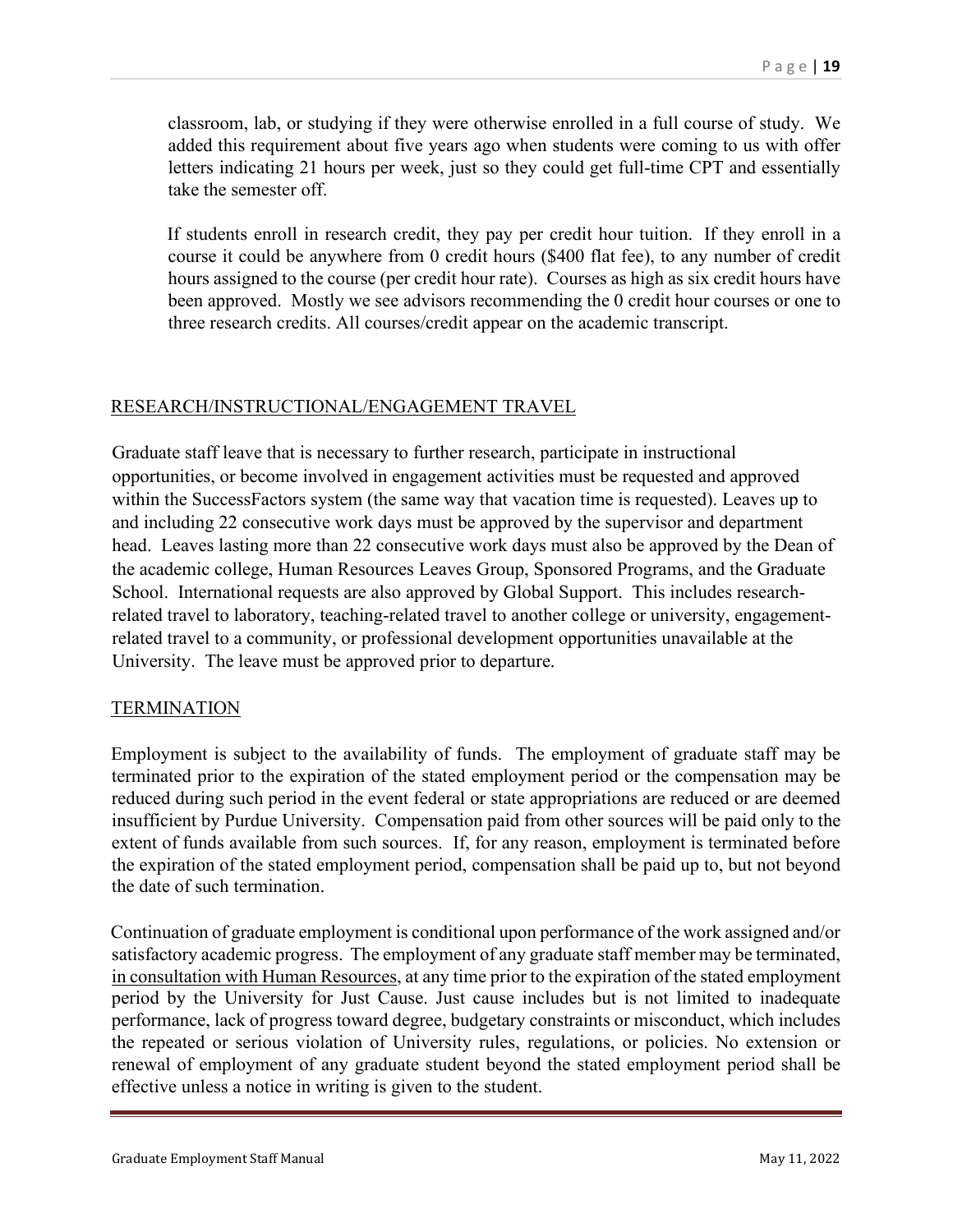classroom, lab, or studying if they were otherwise enrolled in a full course of study. We added this requirement about five years ago when students were coming to us with offer letters indicating 21 hours per week, just so they could get full-time CPT and essentially take the semester off.

If students enroll in research credit, they pay per credit hour tuition. If they enroll in a course it could be anywhere from 0 credit hours ($400 flat fee), to any number of credit hours assigned to the course (per credit hour rate). Courses as high as six credit hours have been approved. Mostly we see advisors recommending the 0 credit hour courses or one to three research credits. All courses/credit appear on the academic transcript.

## RESEARCH/INSTRUCTIONAL/ENGAGEMENT TRAVEL

Graduate staff leave that is necessary to further research, participate in instructional opportunities, or become involved in engagement activities must be requested and approved within the SuccessFactors system (the same way that vacation time is requested). Leaves up to and including 22 consecutive work days must be approved by the supervisor and department head. Leaves lasting more than 22 consecutive work days must also be approved by the Dean of the academic college, Human Resources Leaves Group, Sponsored Programs, and the Graduate School. International requests are also approved by Global Support. This includes research-related travel to laboratory, teaching-related travel to another college or university, engagement-related travel to a community, or professional development opportunities unavailable at the University. The leave must be approved prior to departure.

## TERMINATION

Employment is subject to the availability of funds. The employment of graduate staff may be terminated prior to the expiration of the stated employment period or the compensation may be reduced during such period in the event federal or state appropriations are reduced or are deemed insufficient by Purdue University. Compensation paid from other sources will be paid only to the extent of funds available from such sources. If, for any reason, employment is terminated before the expiration of the stated employment period, compensation shall be paid up to, but not beyond the date of such termination.

Continuation of graduate employment is conditional upon performance of the work assigned and/or satisfactory academic progress. The employment of any graduate staff member may be terminated, in consultation with Human Resources, at any time prior to the expiration of the stated employment period by the University for Just Cause. Just cause includes but is not limited to inadequate performance, lack of progress toward degree, budgetary constraints or misconduct, which includes the repeated or serious violation of University rules, regulations, or policies. No extension or renewal of employment of any graduate student beyond the stated employment period shall be effective unless a notice in writing is given to the student.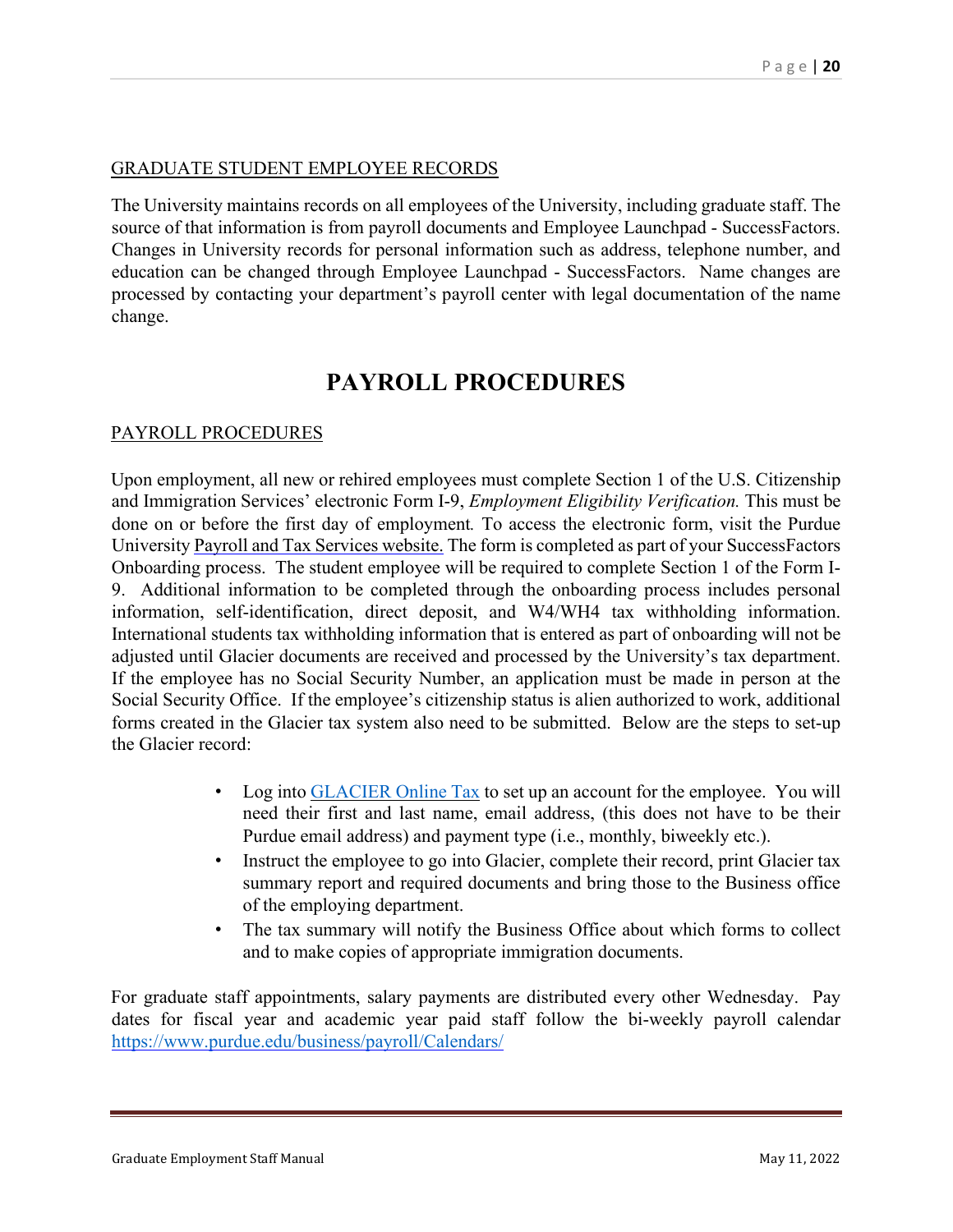GRADUATE STUDENT EMPLOYEE RECORDS

The University maintains records on all employees of the University, including graduate staff. The source of that information is from payroll documents and Employee Launchpad - SuccessFactors. Changes in University records for personal information such as address, telephone number, and education can be changed through Employee Launchpad - SuccessFactors. Name changes are processed by contacting your department's payroll center with legal documentation of the name change.

# PAYROLL PROCEDURES

PAYROLL PROCEDURES

Upon employment, all new or rehired employees must complete Section 1 of the U.S. Citizenship and Immigration Services' electronic Form I-9, *Employment Eligibility Verification.* This must be done on or before the first day of employment. To access the electronic form, visit the Purdue University Payroll and Tax Services website. The form is completed as part of your SuccessFactors Onboarding process. The student employee will be required to complete Section 1 of the Form I-9. Additional information to be completed through the onboarding process includes personal information, self-identification, direct deposit, and W4/WH4 tax withholding information. International students tax withholding information that is entered as part of onboarding will not be adjusted until Glacier documents are received and processed by the University's tax department. If the employee has no Social Security Number, an application must be made in person at the Social Security Office. If the employee's citizenship status is alien authorized to work, additional forms created in the Glacier tax system also need to be submitted. Below are the steps to set-up the Glacier record:

- Log into GLACIER Online Tax to set up an account for the employee. You will need their first and last name, email address, (this does not have to be their Purdue email address) and payment type (i.e., monthly, biweekly etc.).
- Instruct the employee to go into Glacier, complete their record, print Glacier tax summary report and required documents and bring those to the Business office of the employing department.
- The tax summary will notify the Business Office about which forms to collect and to make copies of appropriate immigration documents.

For graduate staff appointments, salary payments are distributed every other Wednesday. Pay dates for fiscal year and academic year paid staff follow the bi-weekly payroll calendar https://www.purdue.edu/business/payroll/Calendars/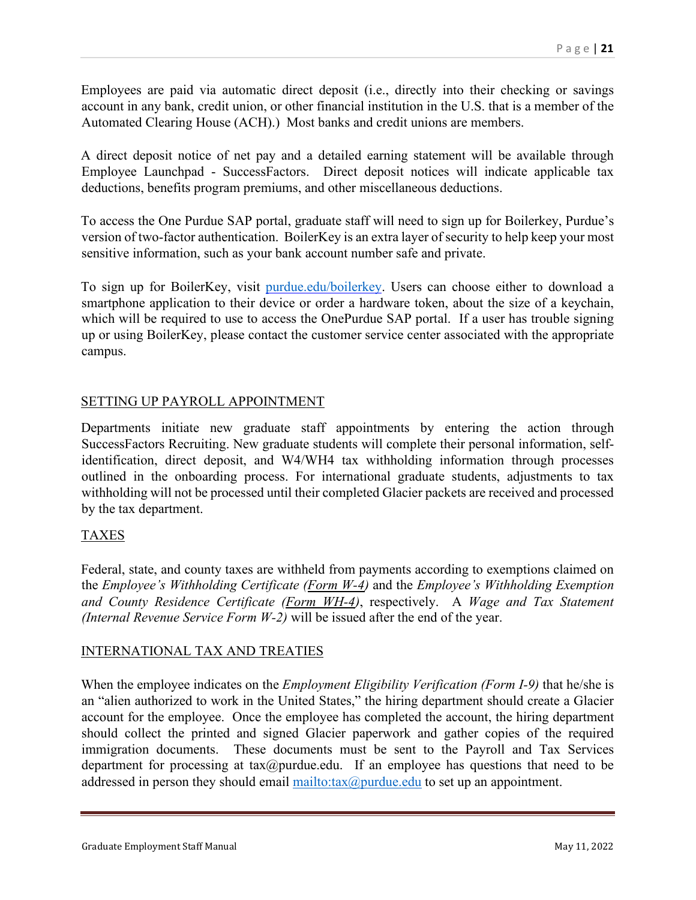Employees are paid via automatic direct deposit (i.e., directly into their checking or savings account in any bank, credit union, or other financial institution in the U.S. that is a member of the Automated Clearing House (ACH).) Most banks and credit unions are members.

A direct deposit notice of net pay and a detailed earning statement will be available through Employee Launchpad - SuccessFactors. Direct deposit notices will indicate applicable tax deductions, benefits program premiums, and other miscellaneous deductions.

To access the One Purdue SAP portal, graduate staff will need to sign up for Boilerkey, Purdue's version of two-factor authentication. BoilerKey is an extra layer of security to help keep your most sensitive information, such as your bank account number safe and private.

To sign up for BoilerKey, visit [purdue.edu/boilerkey](purdue.edu/boilerkey). Users can choose either to download a smartphone application to their device or order a hardware token, about the size of a keychain, which will be required to use to access the OnePurdue SAP portal. If a user has trouble signing up or using BoilerKey, please contact the customer service center associated with the appropriate campus.

## SETTING UP PAYROLL APPOINTMENT

Departments initiate new graduate staff appointments by entering the action through SuccessFactors Recruiting. New graduate students will complete their personal information, self-identification, direct deposit, and W4/WH4 tax withholding information through processes outlined in the onboarding process. For international graduate students, adjustments to tax withholding will not be processed until their completed Glacier packets are received and processed by the tax department.

## TAXES

Federal, state, and county taxes are withheld from payments according to exemptions claimed on the *Employee's Withholding Certificate (Form W-4)* and the *Employee's Withholding Exemption and County Residence Certificate (Form WH-4)*, respectively. A *Wage and Tax Statement (Internal Revenue Service Form W-2)* will be issued after the end of the year.

## INTERNATIONAL TAX AND TREATIES

When the employee indicates on the *Employment Eligibility Verification (Form I-9)* that he/she is an "alien authorized to work in the United States," the hiring department should create a Glacier account for the employee. Once the employee has completed the account, the hiring department should collect the printed and signed Glacier paperwork and gather copies of the required immigration documents. These documents must be sent to the Payroll and Tax Services department for processing at tax@purdue.edu. If an employee has questions that need to be addressed in person they should email [mailto:tax@purdue.edu](mailto:tax@purdue.edu) to set up an appointment.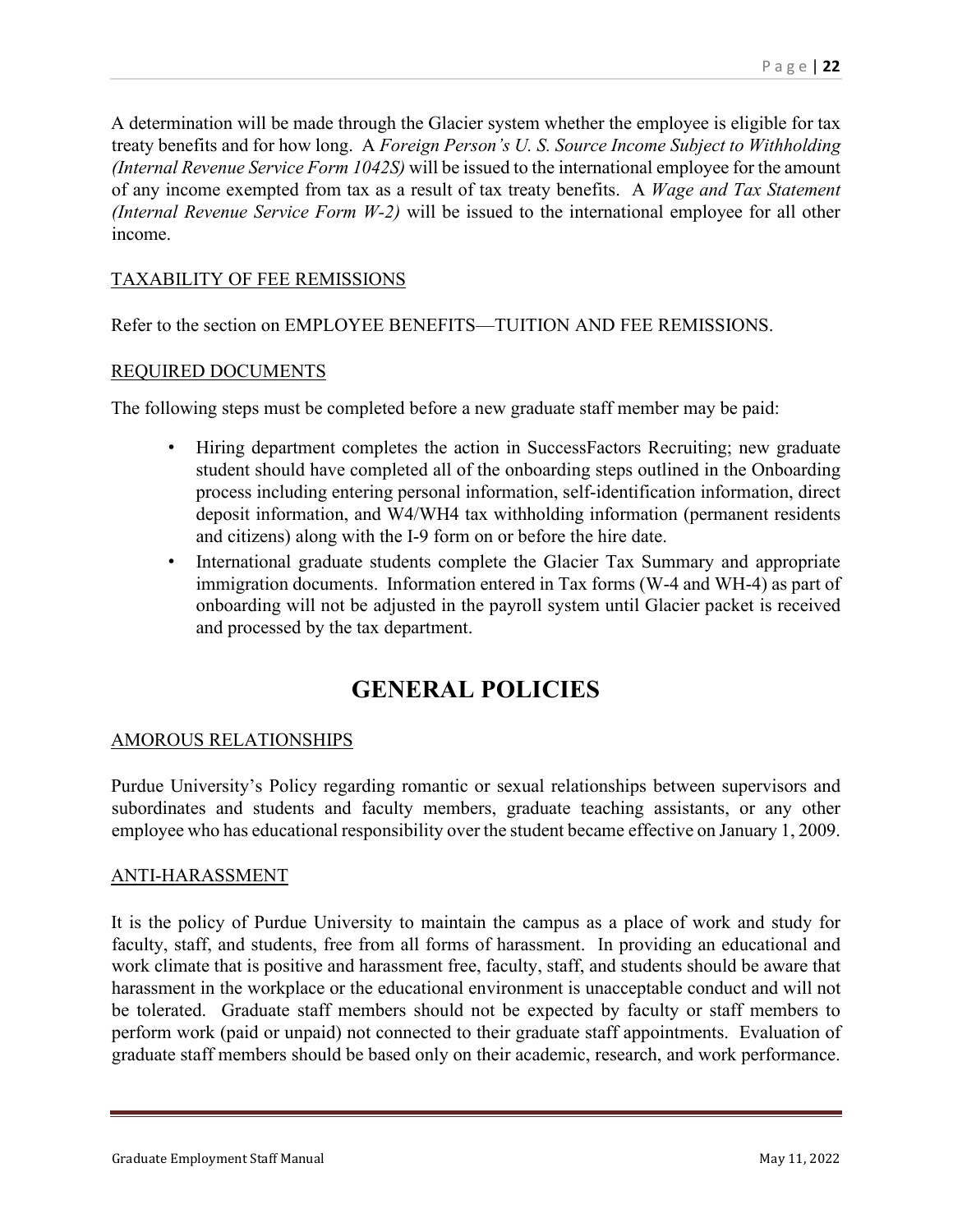A determination will be made through the Glacier system whether the employee is eligible for tax treaty benefits and for how long. A *Foreign Person's U. S. Source Income Subject to Withholding (Internal Revenue Service Form 1042S)* will be issued to the international employee for the amount of any income exempted from tax as a result of tax treaty benefits. A *Wage and Tax Statement (Internal Revenue Service Form W-2)* will be issued to the international employee for all other income.

<u>TAXABILITY OF FEE REMISSIONS</u>

Refer to the section on EMPLOYEE BENEFITS—TUITION AND FEE REMISSIONS.

<u>REQUIRED DOCUMENTS</u>

The following steps must be completed before a new graduate staff member may be paid:

- Hiring department completes the action in SuccessFactors Recruiting; new graduate student should have completed all of the onboarding steps outlined in the Onboarding process including entering personal information, self-identification information, direct deposit information, and W4/WH4 tax withholding information (permanent residents and citizens) along with the I-9 form on or before the hire date.
- International graduate students complete the Glacier Tax Summary and appropriate immigration documents. Information entered in Tax forms (W-4 and WH-4) as part of onboarding will not be adjusted in the payroll system until Glacier packet is received and processed by the tax department.

# GENERAL POLICIES

<u>AMOROUS RELATIONSHIPS</u>

Purdue University's Policy regarding romantic or sexual relationships between supervisors and subordinates and students and faculty members, graduate teaching assistants, or any other employee who has educational responsibility over the student became effective on January 1, 2009.

<u>ANTI-HARASSMENT</u>

It is the policy of Purdue University to maintain the campus as a place of work and study for faculty, staff, and students, free from all forms of harassment. In providing an educational and work climate that is positive and harassment free, faculty, staff, and students should be aware that harassment in the workplace or the educational environment is unacceptable conduct and will not be tolerated. Graduate staff members should not be expected by faculty or staff members to perform work (paid or unpaid) not connected to their graduate staff appointments. Evaluation of graduate staff members should be based only on their academic, research, and work performance.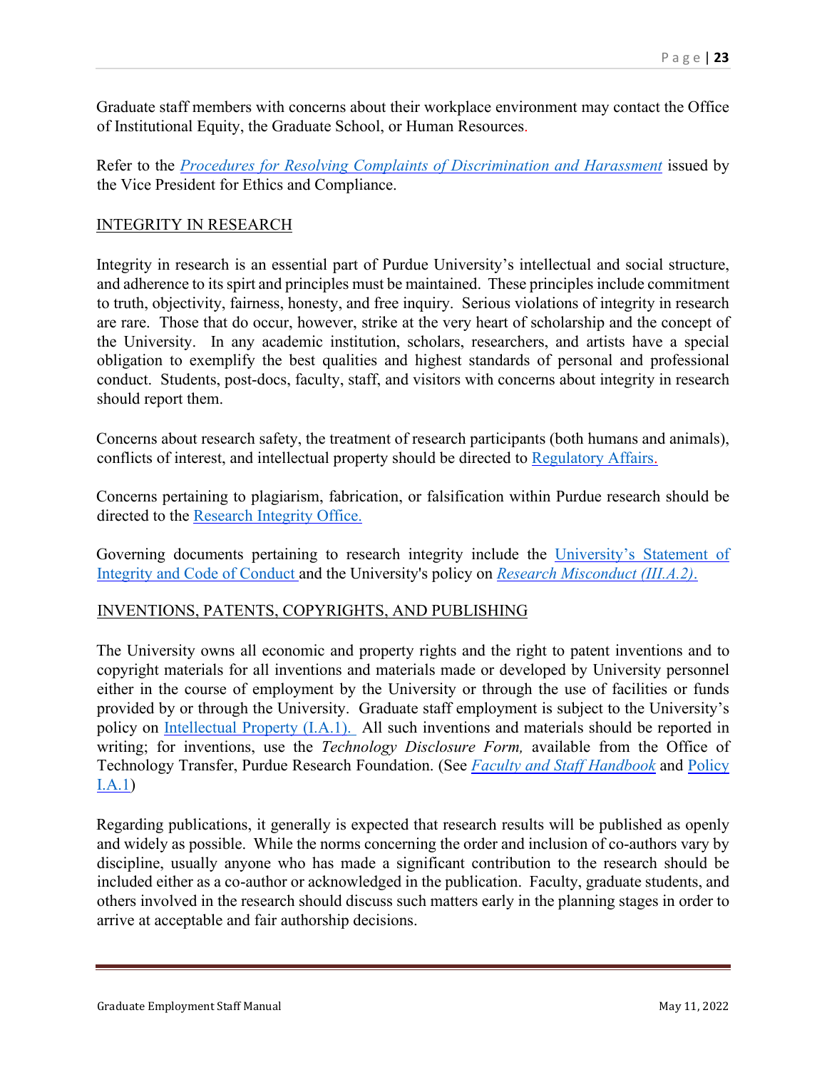Graduate staff members with concerns about their workplace environment may contact the Office of Institutional Equity, the Graduate School, or Human Resources.

Refer to the [*Procedures for Resolving Complaints of Discrimination and Harassment*]() issued by the Vice President for Ethics and Compliance.

## INTEGRITY IN RESEARCH

Integrity in research is an essential part of Purdue University's intellectual and social structure, and adherence to its spirt and principles must be maintained. These principles include commitment to truth, objectivity, fairness, honesty, and free inquiry. Serious violations of integrity in research are rare. Those that do occur, however, strike at the very heart of scholarship and the concept of the University. In any academic institution, scholars, researchers, and artists have a special obligation to exemplify the best qualities and highest standards of personal and professional conduct. Students, post-docs, faculty, staff, and visitors with concerns about integrity in research should report them.

Concerns about research safety, the treatment of research participants (both humans and animals), conflicts of interest, and intellectual property should be directed to [Regulatory Affairs.]()

Concerns pertaining to plagiarism, fabrication, or falsification within Purdue research should be directed to the [Research Integrity Office.]()

Governing documents pertaining to research integrity include the [University's Statement of Integrity and Code of Conduct]() and the University's policy on [*Research Misconduct (III.A.2).*]()

## INVENTIONS, PATENTS, COPYRIGHTS, AND PUBLISHING

The University owns all economic and property rights and the right to patent inventions and to copyright materials for all inventions and materials made or developed by University personnel either in the course of employment by the University or through the use of facilities or funds provided by or through the University. Graduate staff employment is subject to the University's policy on [Intellectual Property (I.A.1).]() All such inventions and materials should be reported in writing; for inventions, use the *Technology Disclosure Form,* available from the Office of Technology Transfer, Purdue Research Foundation. (See [*Faculty and Staff Handbook*]() and [Policy I.A.1]())

Regarding publications, it generally is expected that research results will be published as openly and widely as possible. While the norms concerning the order and inclusion of co-authors vary by discipline, usually anyone who has made a significant contribution to the research should be included either as a co-author or acknowledged in the publication. Faculty, graduate students, and others involved in the research should discuss such matters early in the planning stages in order to arrive at acceptable and fair authorship decisions.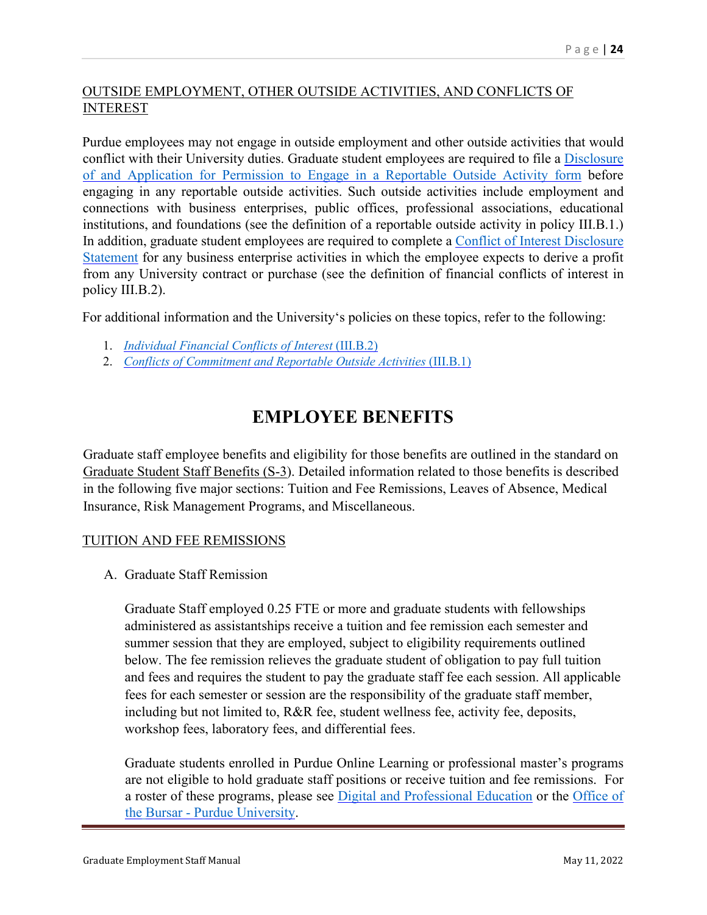## OUTSIDE EMPLOYMENT, OTHER OUTSIDE ACTIVITIES, AND CONFLICTS OF INTEREST

Purdue employees may not engage in outside employment and other outside activities that would conflict with their University duties. Graduate student employees are required to file a Disclosure of and Application for Permission to Engage in a Reportable Outside Activity form before engaging in any reportable outside activities. Such outside activities include employment and connections with business enterprises, public offices, professional associations, educational institutions, and foundations (see the definition of a reportable outside activity in policy III.B.1.) In addition, graduate student employees are required to complete a Conflict of Interest Disclosure Statement for any business enterprise activities in which the employee expects to derive a profit from any University contract or purchase (see the definition of financial conflicts of interest in policy III.B.2).

For additional information and the University's policies on these topics, refer to the following:

1. *Individual Financial Conflicts of Interest* (III.B.2)
2. *Conflicts of Commitment and Reportable Outside Activities* (III.B.1)

# EMPLOYEE BENEFITS

Graduate staff employee benefits and eligibility for those benefits are outlined in the standard on Graduate Student Staff Benefits (S-3). Detailed information related to those benefits is described in the following five major sections: Tuition and Fee Remissions, Leaves of Absence, Medical Insurance, Risk Management Programs, and Miscellaneous.

## TUITION AND FEE REMISSIONS

A. Graduate Staff Remission

Graduate Staff employed 0.25 FTE or more and graduate students with fellowships administered as assistantships receive a tuition and fee remission each semester and summer session that they are employed, subject to eligibility requirements outlined below. The fee remission relieves the graduate student of obligation to pay full tuition and fees and requires the student to pay the graduate staff fee each session. All applicable fees for each semester or session are the responsibility of the graduate staff member, including but not limited to, R&R fee, student wellness fee, activity fee, deposits, workshop fees, laboratory fees, and differential fees.

Graduate students enrolled in Purdue Online Learning or professional master's programs are not eligible to hold graduate staff positions or receive tuition and fee remissions. For a roster of these programs, please see Digital and Professional Education or the Office of the Bursar - Purdue University.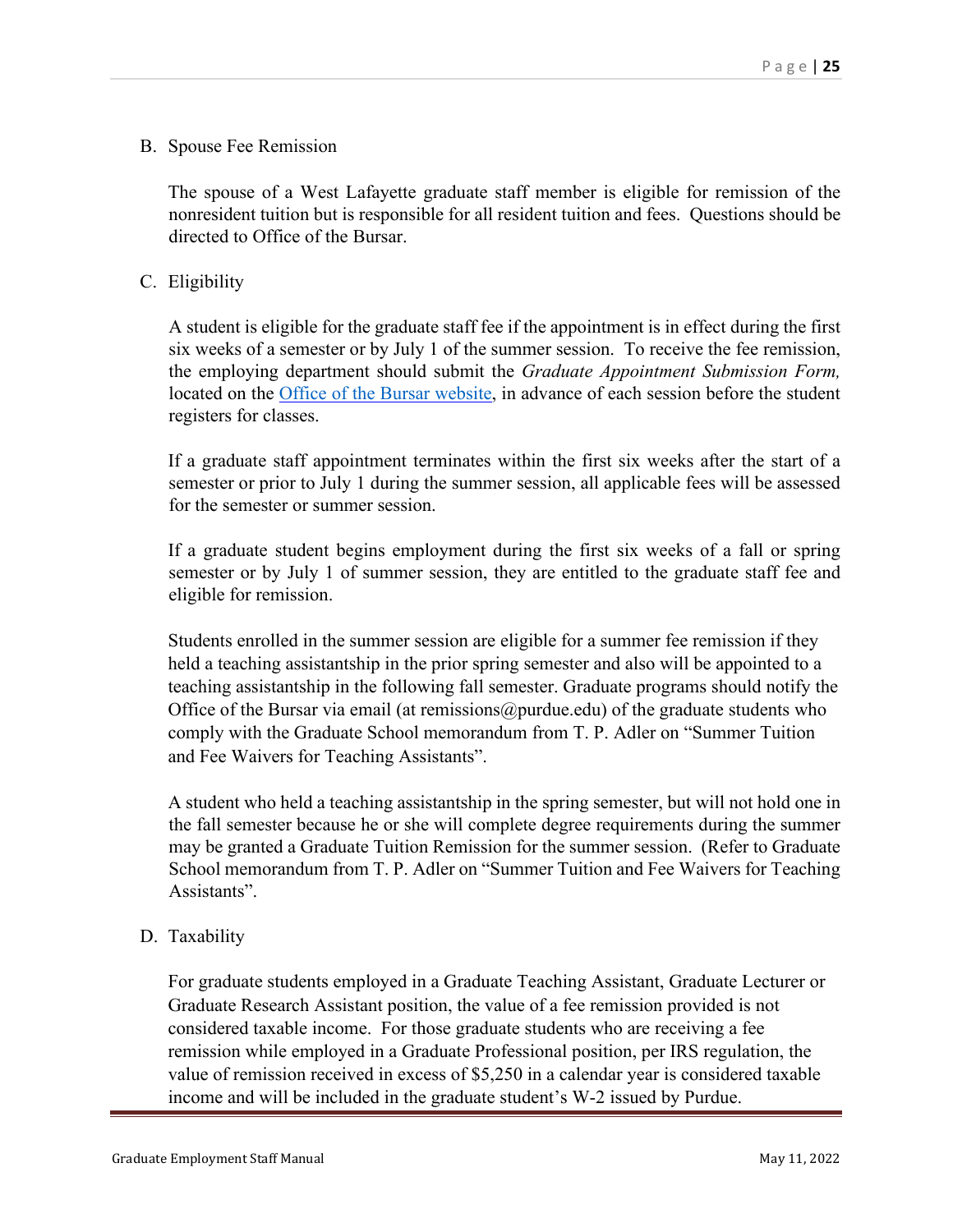B. Spouse Fee Remission

The spouse of a West Lafayette graduate staff member is eligible for remission of the nonresident tuition but is responsible for all resident tuition and fees. Questions should be directed to Office of the Bursar.

C. Eligibility

A student is eligible for the graduate staff fee if the appointment is in effect during the first six weeks of a semester or by July 1 of the summer session. To receive the fee remission, the employing department should submit the *Graduate Appointment Submission Form,* located on the [Office of the Bursar website](), in advance of each session before the student registers for classes.

If a graduate staff appointment terminates within the first six weeks after the start of a semester or prior to July 1 during the summer session, all applicable fees will be assessed for the semester or summer session.

If a graduate student begins employment during the first six weeks of a fall or spring semester or by July 1 of summer session, they are entitled to the graduate staff fee and eligible for remission.

Students enrolled in the summer session are eligible for a summer fee remission if they held a teaching assistantship in the prior spring semester and also will be appointed to a teaching assistantship in the following fall semester. Graduate programs should notify the Office of the Bursar via email (at remissions@purdue.edu) of the graduate students who comply with the Graduate School memorandum from T. P. Adler on "Summer Tuition and Fee Waivers for Teaching Assistants".

A student who held a teaching assistantship in the spring semester, but will not hold one in the fall semester because he or she will complete degree requirements during the summer may be granted a Graduate Tuition Remission for the summer session. (Refer to Graduate School memorandum from T. P. Adler on "Summer Tuition and Fee Waivers for Teaching Assistants".

D. Taxability

For graduate students employed in a Graduate Teaching Assistant, Graduate Lecturer or Graduate Research Assistant position, the value of a fee remission provided is not considered taxable income. For those graduate students who are receiving a fee remission while employed in a Graduate Professional position, per IRS regulation, the value of remission received in excess of $5,250 in a calendar year is considered taxable income and will be included in the graduate student's W-2 issued by Purdue.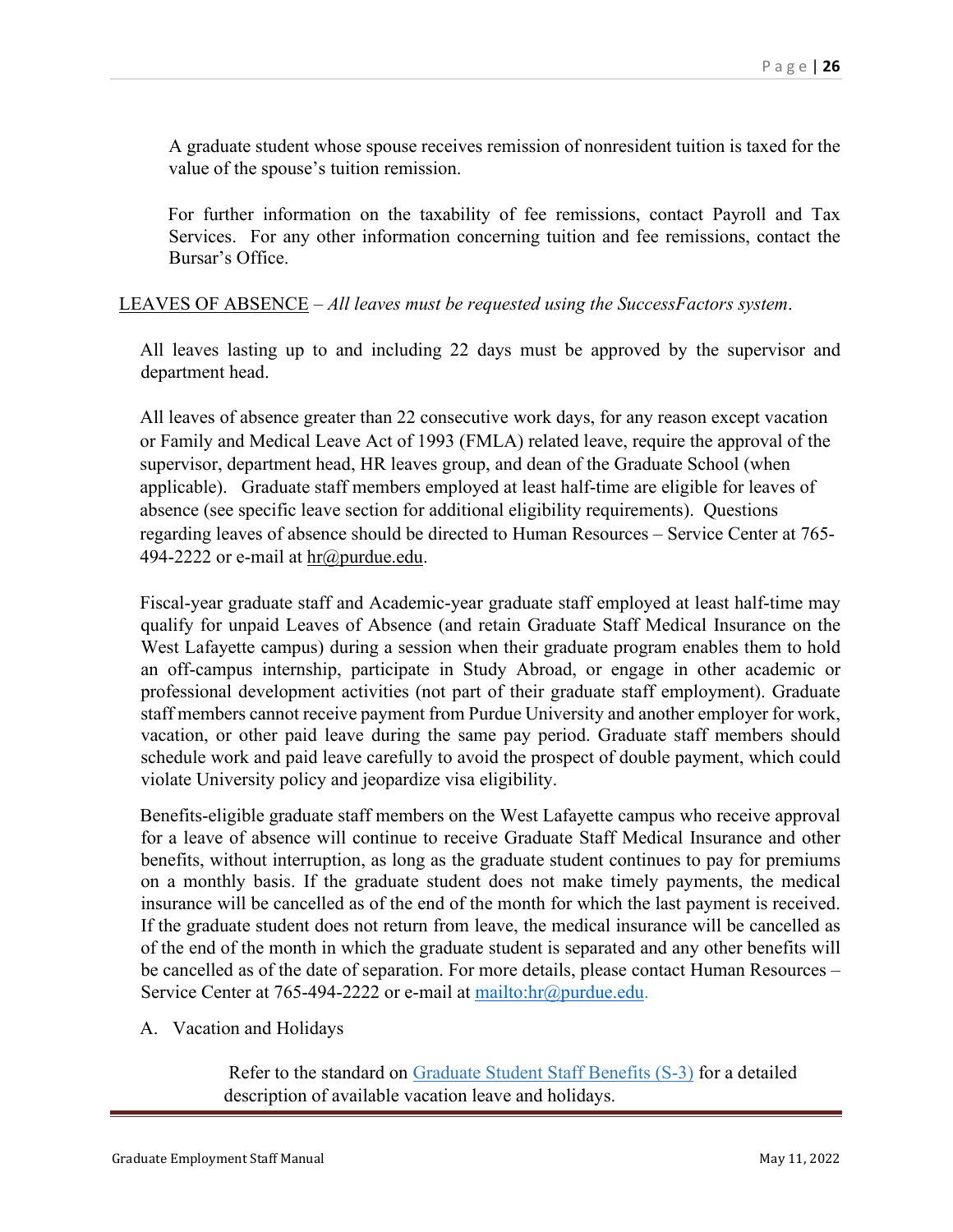A graduate student whose spouse receives remission of nonresident tuition is taxed for the value of the spouse's tuition remission.

For further information on the taxability of fee remissions, contact Payroll and Tax Services. For any other information concerning tuition and fee remissions, contact the Bursar's Office.

LEAVES OF ABSENCE – *All leaves must be requested using the SuccessFactors system*.

All leaves lasting up to and including 22 days must be approved by the supervisor and department head.

All leaves of absence greater than 22 consecutive work days, for any reason except vacation or Family and Medical Leave Act of 1993 (FMLA) related leave, require the approval of the supervisor, department head, HR leaves group, and dean of the Graduate School (when applicable). Graduate staff members employed at least half-time are eligible for leaves of absence (see specific leave section for additional eligibility requirements). Questions regarding leaves of absence should be directed to Human Resources – Service Center at 765-494-2222 or e-mail at hr@purdue.edu.

Fiscal-year graduate staff and Academic-year graduate staff employed at least half-time may qualify for unpaid Leaves of Absence (and retain Graduate Staff Medical Insurance on the West Lafayette campus) during a session when their graduate program enables them to hold an off-campus internship, participate in Study Abroad, or engage in other academic or professional development activities (not part of their graduate staff employment). Graduate staff members cannot receive payment from Purdue University and another employer for work, vacation, or other paid leave during the same pay period. Graduate staff members should schedule work and paid leave carefully to avoid the prospect of double payment, which could violate University policy and jeopardize visa eligibility.

Benefits-eligible graduate staff members on the West Lafayette campus who receive approval for a leave of absence will continue to receive Graduate Staff Medical Insurance and other benefits, without interruption, as long as the graduate student continues to pay for premiums on a monthly basis. If the graduate student does not make timely payments, the medical insurance will be cancelled as of the end of the month for which the last payment is received. If the graduate student does not return from leave, the medical insurance will be cancelled as of the end of the month in which the graduate student is separated and any other benefits will be cancelled as of the date of separation. For more details, please contact Human Resources – Service Center at 765-494-2222 or e-mail at mailto:hr@purdue.edu.

A. Vacation and Holidays

Refer to the standard on Graduate Student Staff Benefits (S-3) for a detailed description of available vacation leave and holidays.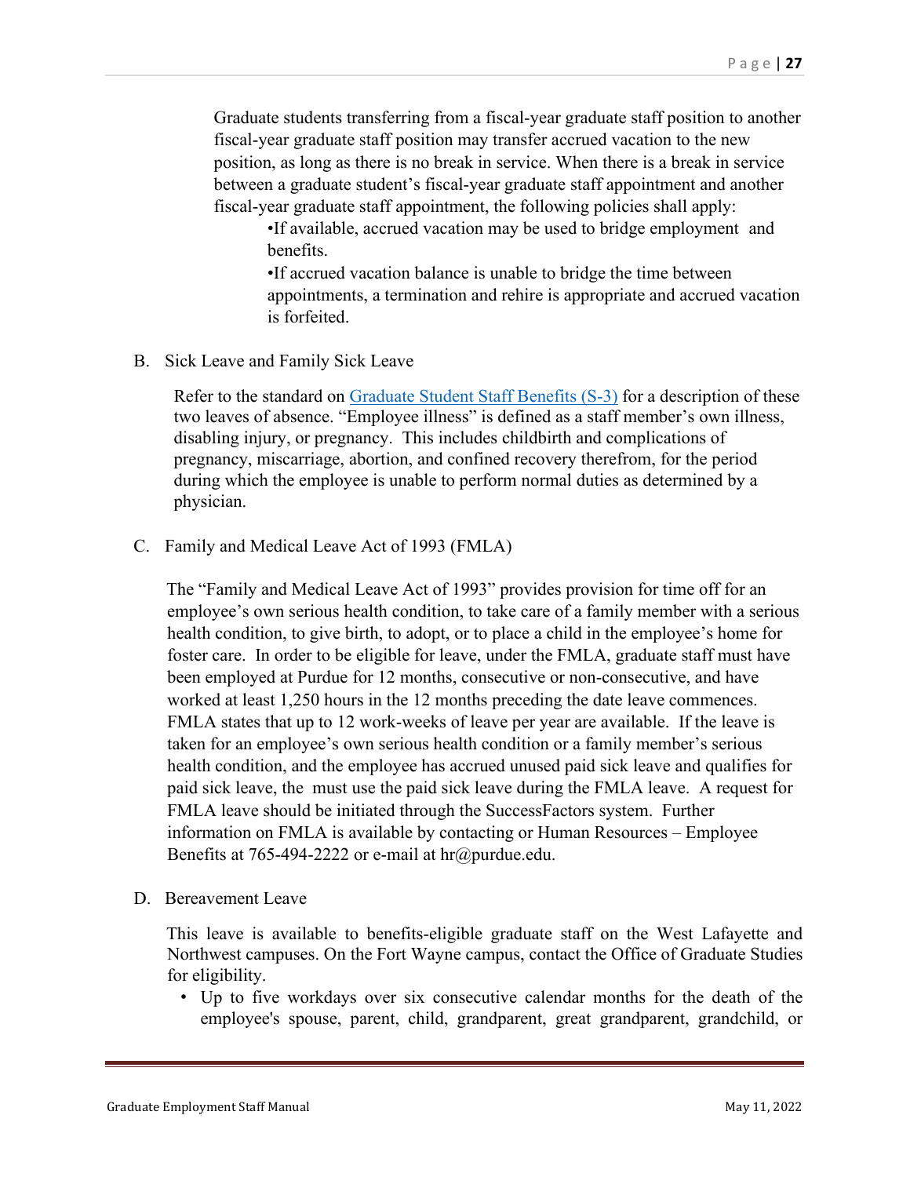Graduate students transferring from a fiscal-year graduate staff position to another fiscal-year graduate staff position may transfer accrued vacation to the new position, as long as there is no break in service. When there is a break in service between a graduate student's fiscal-year graduate staff appointment and another fiscal-year graduate staff appointment, the following policies shall apply:

- If available, accrued vacation may be used to bridge employment and benefits.
- If accrued vacation balance is unable to bridge the time between appointments, a termination and rehire is appropriate and accrued vacation is forfeited.

B. Sick Leave and Family Sick Leave

Refer to the standard on Graduate Student Staff Benefits (S-3) for a description of these two leaves of absence. "Employee illness" is defined as a staff member's own illness, disabling injury, or pregnancy. This includes childbirth and complications of pregnancy, miscarriage, abortion, and confined recovery therefrom, for the period during which the employee is unable to perform normal duties as determined by a physician.

C. Family and Medical Leave Act of 1993 (FMLA)

The "Family and Medical Leave Act of 1993" provides provision for time off for an employee's own serious health condition, to take care of a family member with a serious health condition, to give birth, to adopt, or to place a child in the employee's home for foster care. In order to be eligible for leave, under the FMLA, graduate staff must have been employed at Purdue for 12 months, consecutive or non-consecutive, and have worked at least 1,250 hours in the 12 months preceding the date leave commences. FMLA states that up to 12 work-weeks of leave per year are available. If the leave is taken for an employee's own serious health condition or a family member's serious health condition, and the employee has accrued unused paid sick leave and qualifies for paid sick leave, the must use the paid sick leave during the FMLA leave. A request for FMLA leave should be initiated through the SuccessFactors system. Further information on FMLA is available by contacting or Human Resources – Employee Benefits at 765-494-2222 or e-mail at hr@purdue.edu.

D. Bereavement Leave

This leave is available to benefits-eligible graduate staff on the West Lafayette and Northwest campuses. On the Fort Wayne campus, contact the Office of Graduate Studies for eligibility.

- Up to five workdays over six consecutive calendar months for the death of the employee's spouse, parent, child, grandparent, great grandparent, grandchild, or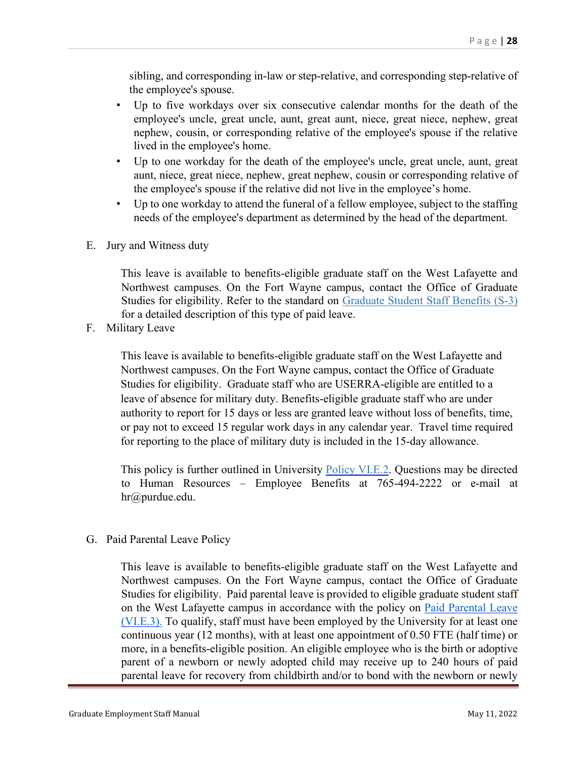sibling, and corresponding in-law or step-relative, and corresponding step-relative of the employee's spouse.

- Up to five workdays over six consecutive calendar months for the death of the employee's uncle, great uncle, aunt, great aunt, niece, great niece, nephew, great nephew, cousin, or corresponding relative of the employee's spouse if the relative lived in the employee's home.
- Up to one workday for the death of the employee's uncle, great uncle, aunt, great aunt, niece, great niece, nephew, great nephew, cousin or corresponding relative of the employee's spouse if the relative did not live in the employee's home.
- Up to one workday to attend the funeral of a fellow employee, subject to the staffing needs of the employee's department as determined by the head of the department.

E. Jury and Witness duty

This leave is available to benefits-eligible graduate staff on the West Lafayette and Northwest campuses. On the Fort Wayne campus, contact the Office of Graduate Studies for eligibility. Refer to the standard on [Graduate Student Staff Benefits (S-3)] for a detailed description of this type of paid leave.

F. Military Leave

This leave is available to benefits-eligible graduate staff on the West Lafayette and Northwest campuses. On the Fort Wayne campus, contact the Office of Graduate Studies for eligibility. Graduate staff who are USERRA-eligible are entitled to a leave of absence for military duty. Benefits-eligible graduate staff who are under authority to report for 15 days or less are granted leave without loss of benefits, time, or pay not to exceed 15 regular work days in any calendar year. Travel time required for reporting to the place of military duty is included in the 15-day allowance.

This policy is further outlined in University [Policy VI.E.2]. Questions may be directed to Human Resources – Employee Benefits at 765-494-2222 or e-mail at hr@purdue.edu.

G. Paid Parental Leave Policy

This leave is available to benefits-eligible graduate staff on the West Lafayette and Northwest campuses. On the Fort Wayne campus, contact the Office of Graduate Studies for eligibility. Paid parental leave is provided to eligible graduate student staff on the West Lafayette campus in accordance with the policy on [Paid Parental Leave (VI.E.3).] To qualify, staff must have been employed by the University for at least one continuous year (12 months), with at least one appointment of 0.50 FTE (half time) or more, in a benefits-eligible position. An eligible employee who is the birth or adoptive parent of a newborn or newly adopted child may receive up to 240 hours of paid parental leave for recovery from childbirth and/or to bond with the newborn or newly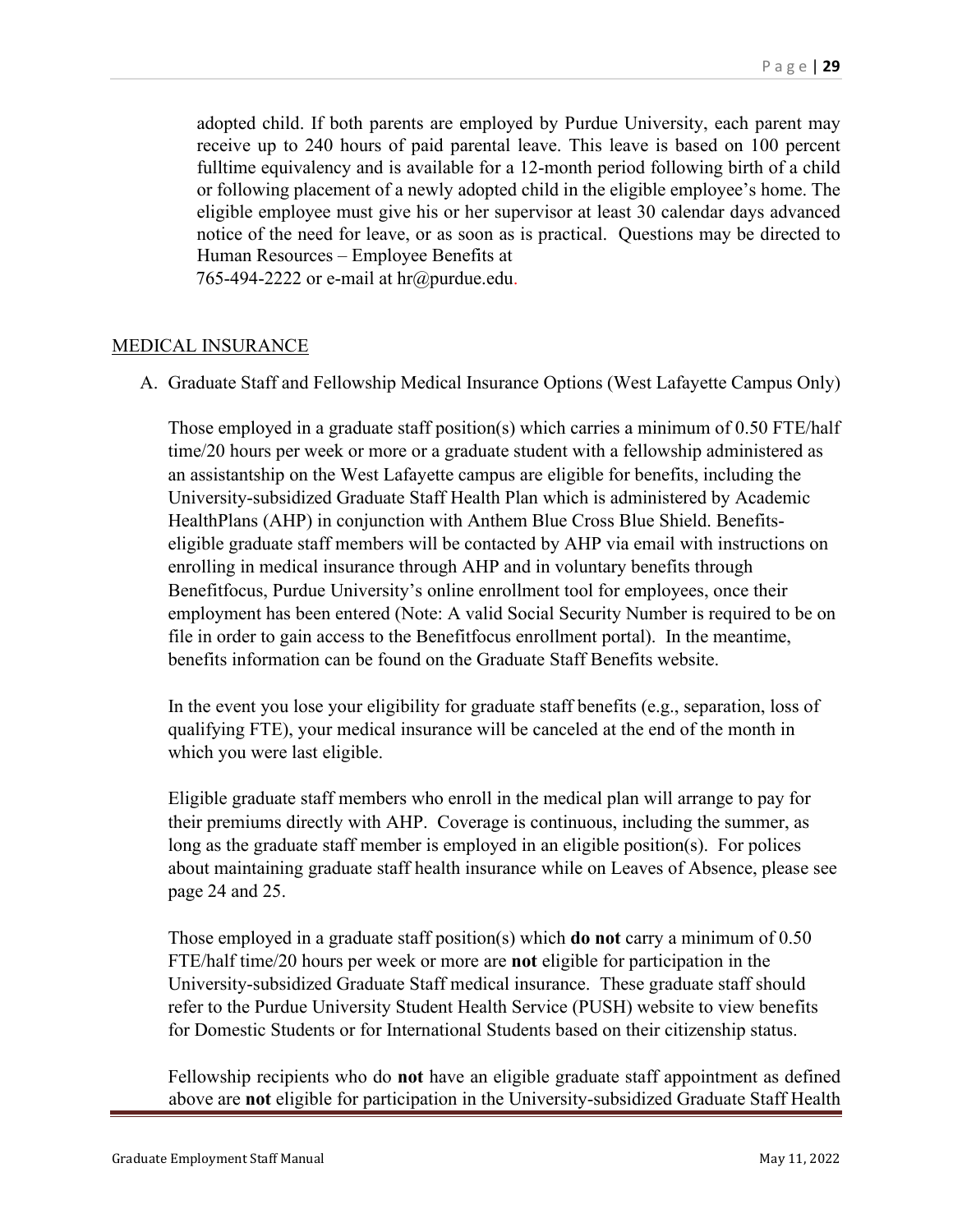adopted child. If both parents are employed by Purdue University, each parent may receive up to 240 hours of paid parental leave. This leave is based on 100 percent fulltime equivalency and is available for a 12-month period following birth of a child or following placement of a newly adopted child in the eligible employee's home. The eligible employee must give his or her supervisor at least 30 calendar days advanced notice of the need for leave, or as soon as is practical. Questions may be directed to Human Resources – Employee Benefits at 765-494-2222 or e-mail at hr@purdue.edu.

## MEDICAL INSURANCE

A. Graduate Staff and Fellowship Medical Insurance Options (West Lafayette Campus Only)

Those employed in a graduate staff position(s) which carries a minimum of 0.50 FTE/half time/20 hours per week or more or a graduate student with a fellowship administered as an assistantship on the West Lafayette campus are eligible for benefits, including the University-subsidized Graduate Staff Health Plan which is administered by Academic HealthPlans (AHP) in conjunction with Anthem Blue Cross Blue Shield. Benefits-eligible graduate staff members will be contacted by AHP via email with instructions on enrolling in medical insurance through AHP and in voluntary benefits through Benefitfocus, Purdue University's online enrollment tool for employees, once their employment has been entered (Note: A valid Social Security Number is required to be on file in order to gain access to the Benefitfocus enrollment portal). In the meantime, benefits information can be found on the Graduate Staff Benefits website.

In the event you lose your eligibility for graduate staff benefits (e.g., separation, loss of qualifying FTE), your medical insurance will be canceled at the end of the month in which you were last eligible.

Eligible graduate staff members who enroll in the medical plan will arrange to pay for their premiums directly with AHP. Coverage is continuous, including the summer, as long as the graduate staff member is employed in an eligible position(s). For polices about maintaining graduate staff health insurance while on Leaves of Absence, please see page 24 and 25.

Those employed in a graduate staff position(s) which **do not** carry a minimum of 0.50 FTE/half time/20 hours per week or more are **not** eligible for participation in the University-subsidized Graduate Staff medical insurance. These graduate staff should refer to the Purdue University Student Health Service (PUSH) website to view benefits for Domestic Students or for International Students based on their citizenship status.

Fellowship recipients who do **not** have an eligible graduate staff appointment as defined above are **not** eligible for participation in the University-subsidized Graduate Staff Health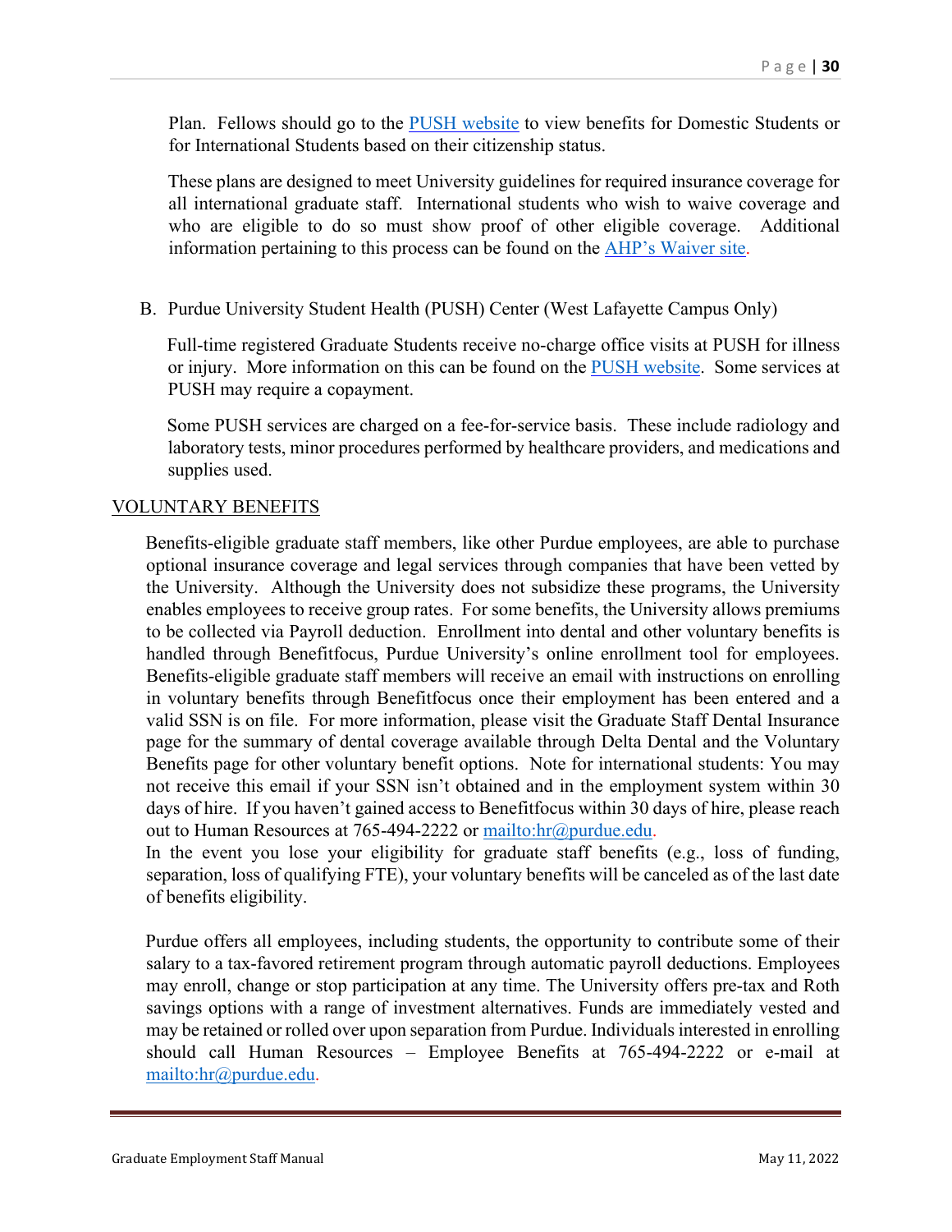Plan. Fellows should go to the [PUSH website](#) to view benefits for Domestic Students or for International Students based on their citizenship status.

These plans are designed to meet University guidelines for required insurance coverage for all international graduate staff. International students who wish to waive coverage and who are eligible to do so must show proof of other eligible coverage. Additional information pertaining to this process can be found on the [AHP's Waiver site](#).

B. Purdue University Student Health (PUSH) Center (West Lafayette Campus Only)

Full-time registered Graduate Students receive no-charge office visits at PUSH for illness or injury. More information on this can be found on the [PUSH website](#). Some services at PUSH may require a copayment.

Some PUSH services are charged on a fee-for-service basis. These include radiology and laboratory tests, minor procedures performed by healthcare providers, and medications and supplies used.

## VOLUNTARY BENEFITS

Benefits-eligible graduate staff members, like other Purdue employees, are able to purchase optional insurance coverage and legal services through companies that have been vetted by the University. Although the University does not subsidize these programs, the University enables employees to receive group rates. For some benefits, the University allows premiums to be collected via Payroll deduction. Enrollment into dental and other voluntary benefits is handled through Benefitfocus, Purdue University's online enrollment tool for employees. Benefits-eligible graduate staff members will receive an email with instructions on enrolling in voluntary benefits through Benefitfocus once their employment has been entered and a valid SSN is on file. For more information, please visit the Graduate Staff Dental Insurance page for the summary of dental coverage available through Delta Dental and the Voluntary Benefits page for other voluntary benefit options. Note for international students: You may not receive this email if your SSN isn't obtained and in the employment system within 30 days of hire. If you haven't gained access to Benefitfocus within 30 days of hire, please reach out to Human Resources at 765-494-2222 or [mailto:hr@purdue.edu](mailto:hr@purdue.edu).
In the event you lose your eligibility for graduate staff benefits (e.g., loss of funding, separation, loss of qualifying FTE), your voluntary benefits will be canceled as of the last date of benefits eligibility.

Purdue offers all employees, including students, the opportunity to contribute some of their salary to a tax-favored retirement program through automatic payroll deductions. Employees may enroll, change or stop participation at any time. The University offers pre-tax and Roth savings options with a range of investment alternatives. Funds are immediately vested and may be retained or rolled over upon separation from Purdue. Individuals interested in enrolling should call Human Resources – Employee Benefits at 765-494-2222 or e-mail at [mailto:hr@purdue.edu](mailto:hr@purdue.edu).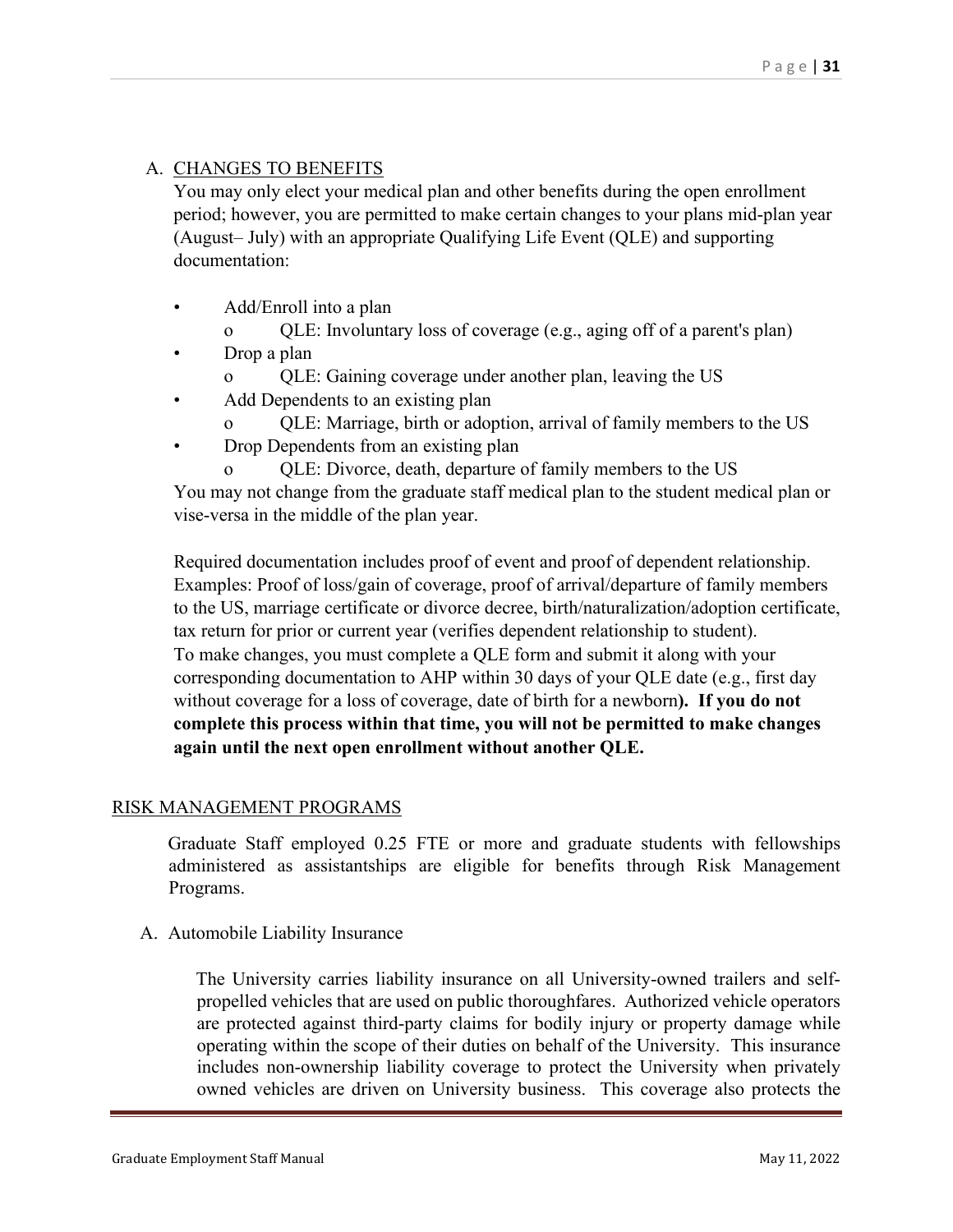### A. CHANGES TO BENEFITS

You may only elect your medical plan and other benefits during the open enrollment period; however, you are permitted to make certain changes to your plans mid-plan year (August– July) with an appropriate Qualifying Life Event (QLE) and supporting documentation:

- Add/Enroll into a plan
  - QLE: Involuntary loss of coverage (e.g., aging off of a parent's plan)
- Drop a plan
  - QLE: Gaining coverage under another plan, leaving the US
- Add Dependents to an existing plan
  - QLE: Marriage, birth or adoption, arrival of family members to the US
- Drop Dependents from an existing plan
  - QLE: Divorce, death, departure of family members to the US

You may not change from the graduate staff medical plan to the student medical plan or vise-versa in the middle of the plan year.

Required documentation includes proof of event and proof of dependent relationship. Examples: Proof of loss/gain of coverage, proof of arrival/departure of family members to the US, marriage certificate or divorce decree, birth/naturalization/adoption certificate, tax return for prior or current year (verifies dependent relationship to student).
To make changes, you must complete a QLE form and submit it along with your corresponding documentation to AHP within 30 days of your QLE date (e.g., first day without coverage for a loss of coverage, date of birth for a newborn**). If you do not complete this process within that time, you will not be permitted to make changes again until the next open enrollment without another QLE.**

## RISK MANAGEMENT PROGRAMS

Graduate Staff employed 0.25 FTE or more and graduate students with fellowships administered as assistantships are eligible for benefits through Risk Management Programs.

### A. Automobile Liability Insurance

The University carries liability insurance on all University-owned trailers and self-propelled vehicles that are used on public thoroughfares. Authorized vehicle operators are protected against third-party claims for bodily injury or property damage while operating within the scope of their duties on behalf of the University. This insurance includes non-ownership liability coverage to protect the University when privately owned vehicles are driven on University business. This coverage also protects the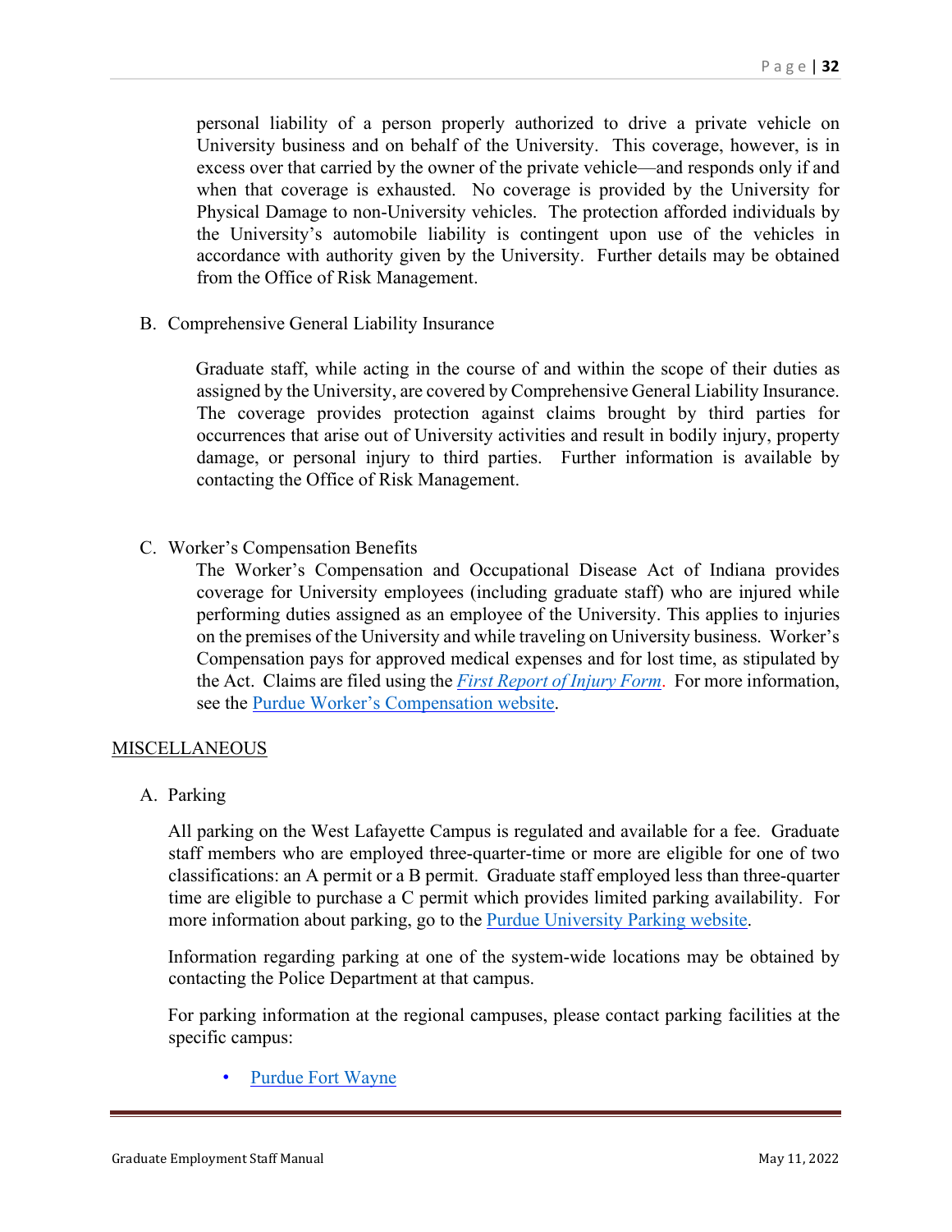personal liability of a person properly authorized to drive a private vehicle on University business and on behalf of the University. This coverage, however, is in excess over that carried by the owner of the private vehicle—and responds only if and when that coverage is exhausted. No coverage is provided by the University for Physical Damage to non-University vehicles. The protection afforded individuals by the University's automobile liability is contingent upon use of the vehicles in accordance with authority given by the University. Further details may be obtained from the Office of Risk Management.

B. Comprehensive General Liability Insurance

Graduate staff, while acting in the course of and within the scope of their duties as assigned by the University, are covered by Comprehensive General Liability Insurance. The coverage provides protection against claims brought by third parties for occurrences that arise out of University activities and result in bodily injury, property damage, or personal injury to third parties. Further information is available by contacting the Office of Risk Management.

C. Worker's Compensation Benefits

The Worker's Compensation and Occupational Disease Act of Indiana provides coverage for University employees (including graduate staff) who are injured while performing duties assigned as an employee of the University. This applies to injuries on the premises of the University and while traveling on University business. Worker's Compensation pays for approved medical expenses and for lost time, as stipulated by the Act. Claims are filed using the *First Report of Injury Form*. For more information, see the Purdue Worker's Compensation website.

## MISCELLANEOUS

A. Parking

All parking on the West Lafayette Campus is regulated and available for a fee. Graduate staff members who are employed three-quarter-time or more are eligible for one of two classifications: an A permit or a B permit. Graduate staff employed less than three-quarter time are eligible to purchase a C permit which provides limited parking availability. For more information about parking, go to the Purdue University Parking website.

Information regarding parking at one of the system-wide locations may be obtained by contacting the Police Department at that campus.

For parking information at the regional campuses, please contact parking facilities at the specific campus:

- Purdue Fort Wayne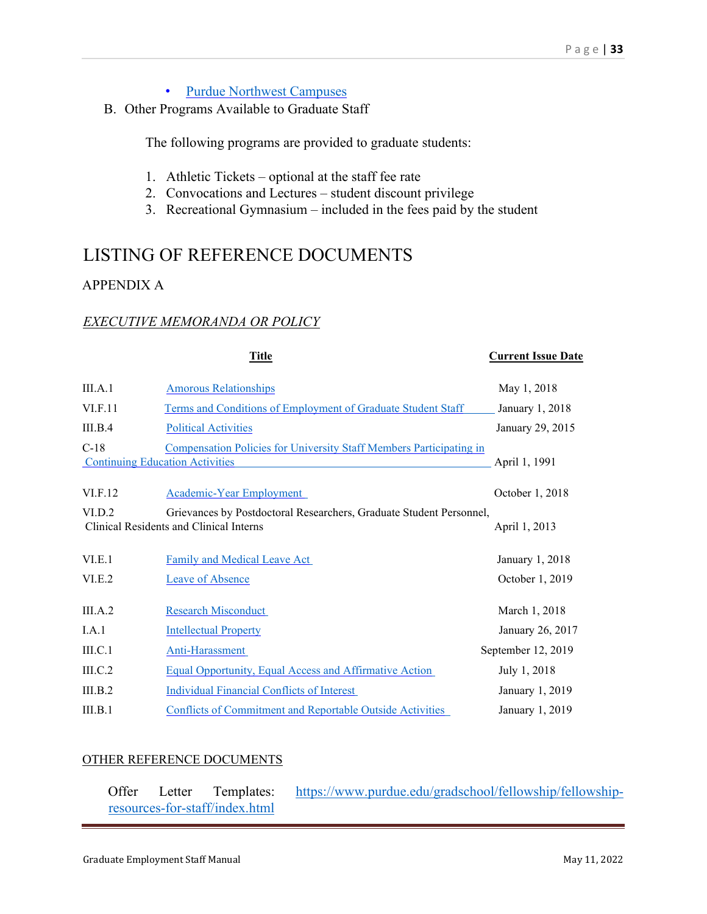- Purdue Northwest Campuses

B. Other Programs Available to Graduate Staff

The following programs are provided to graduate students:

1. Athletic Tickets – optional at the staff fee rate
2. Convocations and Lectures – student discount privilege
3. Recreational Gymnasium – included in the fees paid by the student

# LISTING OF REFERENCE DOCUMENTS

## APPENDIX A

### *EXECUTIVE MEMORANDA OR POLICY*

| | Title | Current Issue Date |
|---|---|---|
| III.A.1 | Amorous Relationships | May 1, 2018 |
| VI.F.11 | Terms and Conditions of Employment of Graduate Student Staff | January 1, 2018 |
| III.B.4 | Political Activities | January 29, 2015 |
| C-18 | Compensation Policies for University Staff Members Participating in Continuing Education Activities | April 1, 1991 |
| VI.F.12 | Academic-Year Employment | October 1, 2018 |
| VI.D.2 | Grievances by Postdoctoral Researchers, Graduate Student Personnel, Clinical Residents and Clinical Interns | April 1, 2013 |
| VI.E.1 | Family and Medical Leave Act | January 1, 2018 |
| VI.E.2 | Leave of Absence | October 1, 2019 |
| III.A.2 | Research Misconduct | March 1, 2018 |
| I.A.1 | Intellectual Property | January 26, 2017 |
| III.C.1 | Anti-Harassment | September 12, 2019 |
| III.C.2 | Equal Opportunity, Equal Access and Affirmative Action | July 1, 2018 |
| III.B.2 | Individual Financial Conflicts of Interest | January 1, 2019 |
| III.B.1 | Conflicts of Commitment and Reportable Outside Activities | January 1, 2019 |

### OTHER REFERENCE DOCUMENTS

Offer Letter Templates: https://www.purdue.edu/gradschool/fellowship/fellowship-resources-for-staff/index.html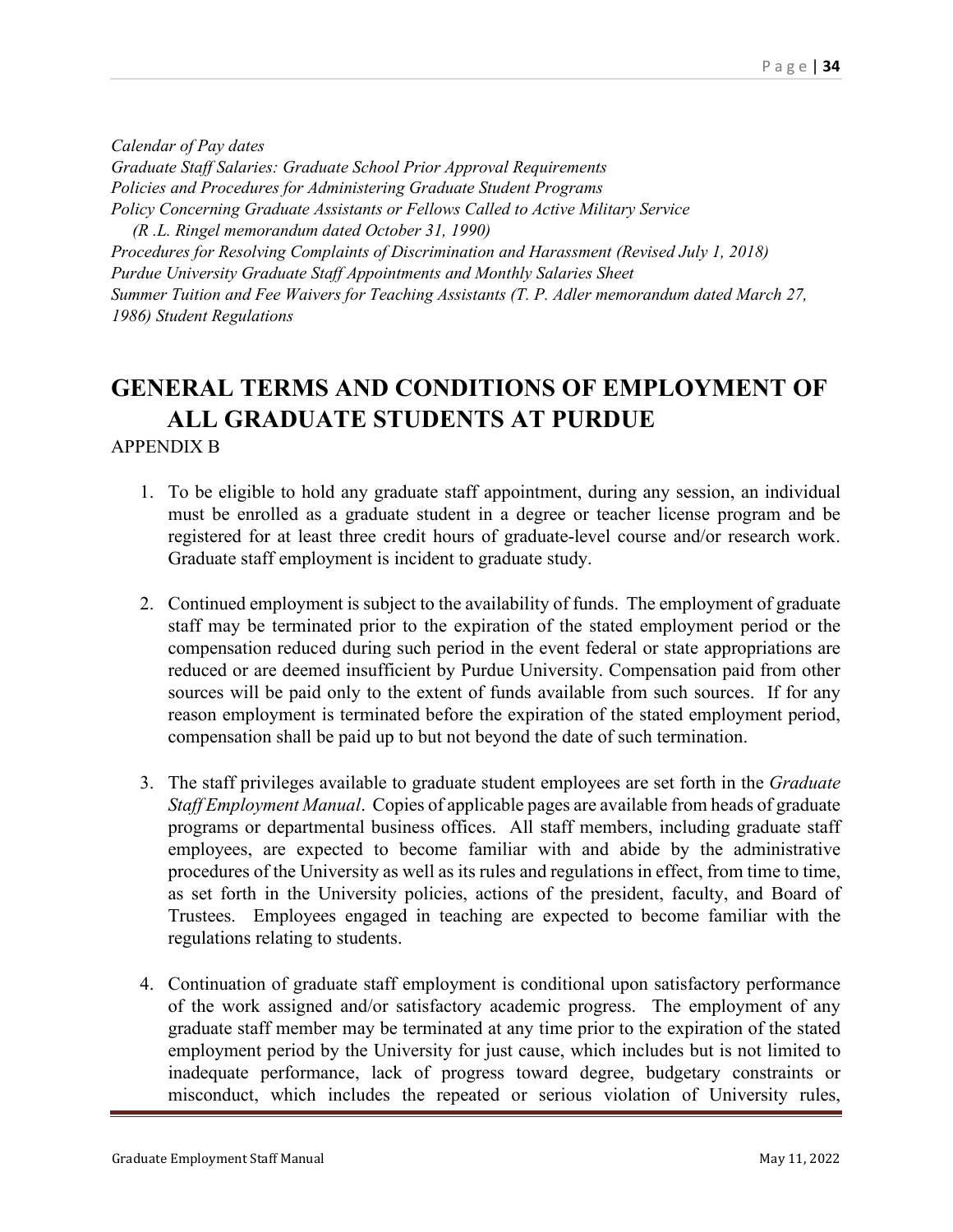*Calendar of Pay dates*
*Graduate Staff Salaries: Graduate School Prior Approval Requirements*
*Policies and Procedures for Administering Graduate Student Programs*
*Policy Concerning Graduate Assistants or Fellows Called to Active Military Service (R .L. Ringel memorandum dated October 31, 1990)*
*Procedures for Resolving Complaints of Discrimination and Harassment (Revised July 1, 2018)*
*Purdue University Graduate Staff Appointments and Monthly Salaries Sheet*
*Summer Tuition and Fee Waivers for Teaching Assistants (T. P. Adler memorandum dated March 27, 1986) Student Regulations*

# GENERAL TERMS AND CONDITIONS OF EMPLOYMENT OF ALL GRADUATE STUDENTS AT PURDUE

APPENDIX B

1. To be eligible to hold any graduate staff appointment, during any session, an individual must be enrolled as a graduate student in a degree or teacher license program and be registered for at least three credit hours of graduate-level course and/or research work. Graduate staff employment is incident to graduate study.

2. Continued employment is subject to the availability of funds. The employment of graduate staff may be terminated prior to the expiration of the stated employment period or the compensation reduced during such period in the event federal or state appropriations are reduced or are deemed insufficient by Purdue University. Compensation paid from other sources will be paid only to the extent of funds available from such sources. If for any reason employment is terminated before the expiration of the stated employment period, compensation shall be paid up to but not beyond the date of such termination.

3. The staff privileges available to graduate student employees are set forth in the *Graduate Staff Employment Manual*. Copies of applicable pages are available from heads of graduate programs or departmental business offices. All staff members, including graduate staff employees, are expected to become familiar with and abide by the administrative procedures of the University as well as its rules and regulations in effect, from time to time, as set forth in the University policies, actions of the president, faculty, and Board of Trustees. Employees engaged in teaching are expected to become familiar with the regulations relating to students.

4. Continuation of graduate staff employment is conditional upon satisfactory performance of the work assigned and/or satisfactory academic progress. The employment of any graduate staff member may be terminated at any time prior to the expiration of the stated employment period by the University for just cause, which includes but is not limited to inadequate performance, lack of progress toward degree, budgetary constraints or misconduct, which includes the repeated or serious violation of University rules,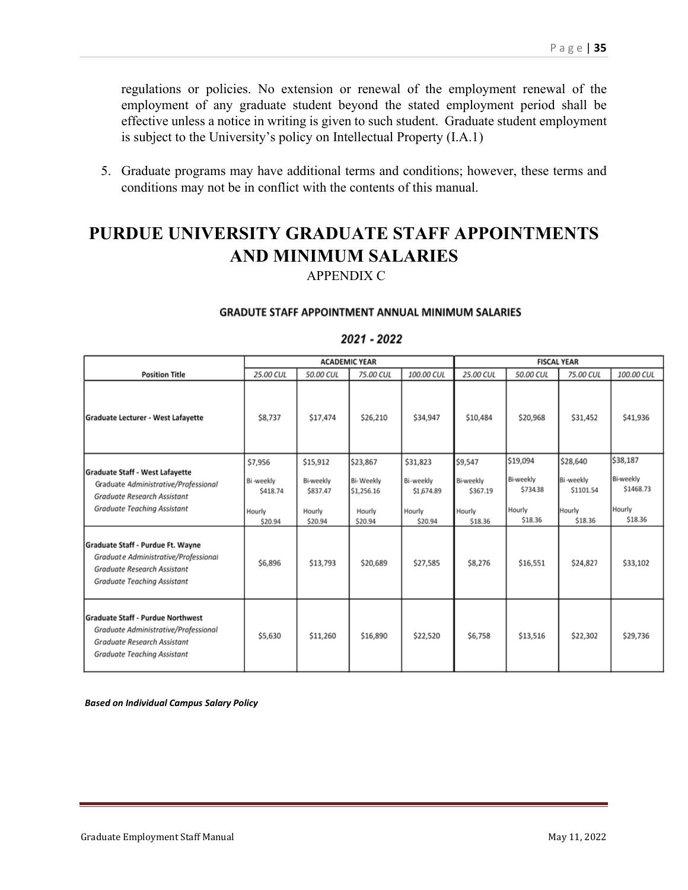regulations or policies. No extension or renewal of the employment renewal of the employment of any graduate student beyond the stated employment period shall be effective unless a notice in writing is given to such student. Graduate student employment is subject to the University's policy on Intellectual Property (I.A.1)

5. Graduate programs may have additional terms and conditions; however, these terms and conditions may not be in conflict with the contents of this manual.

# PURDUE UNIVERSITY GRADUATE STAFF APPOINTMENTS AND MINIMUM SALARIES

APPENDIX C

**GRADUTE STAFF APPOINTMENT ANNUAL MINIMUM SALARIES**

***2021 - 2022***

| | ACADEMIC YEAR | | | | FISCAL YEAR | | | |
|---|---|---|---|---|---|---|---|---|
| **Position Title** | *25.00 CUL* | *50.00 CUL* | *75.00 CUL* | *100.00 CUL* | *25.00 CUL* | *50.00 CUL* | *75.00 CUL* | *100.00 CUL* |
| **Graduate Lecturer - West Lafayette** | $8,737 | $17,474 | $26,210 | $34,947 | $10,484 | $20,968 | $31,452 | $41,936 |
| **Graduate Staff - West Lafayette** *Graduate Administrative/Professional* *Graduate Research Assistant* *Graduate Teaching Assistant* | $7,956 Bi-weekly $418.74 Hourly $20.94 | $15,912 Bi-weekly $837.47 Hourly $20.94 | $23,867 Bi-Weekly $1,256.16 Hourly $20.94 | $31,823 Bi-weekly $1,674.89 Hourly $20.94 | $9,547 Bi-weekly $367.19 Hourly $18.36 | $19,094 Bi-weekly $734.38 Hourly $18.36 | $28,640 Bi-weekly $1101.54 Hourly $18.36 | $38,187 Bi-weekly $1468.73 Hourly $18.36 |
| **Graduate Staff - Purdue Ft. Wayne** *Graduate Administrative/Professional* *Graduate Research Assistant* *Graduate Teaching Assistant* | $6,896 | $13,793 | $20,689 | $27,585 | $8,276 | $16,551 | $24,827 | $33,102 |
| **Graduate Staff - Purdue Northwest** *Graduate Administrative/Professional* *Graduate Research Assistant* *Graduate Teaching Assistant* | $5,630 | $11,260 | $16,890 | $22,520 | $6,758 | $13,516 | $22,302 | $29,736 |

***Based on Individual Campus Salary Policy***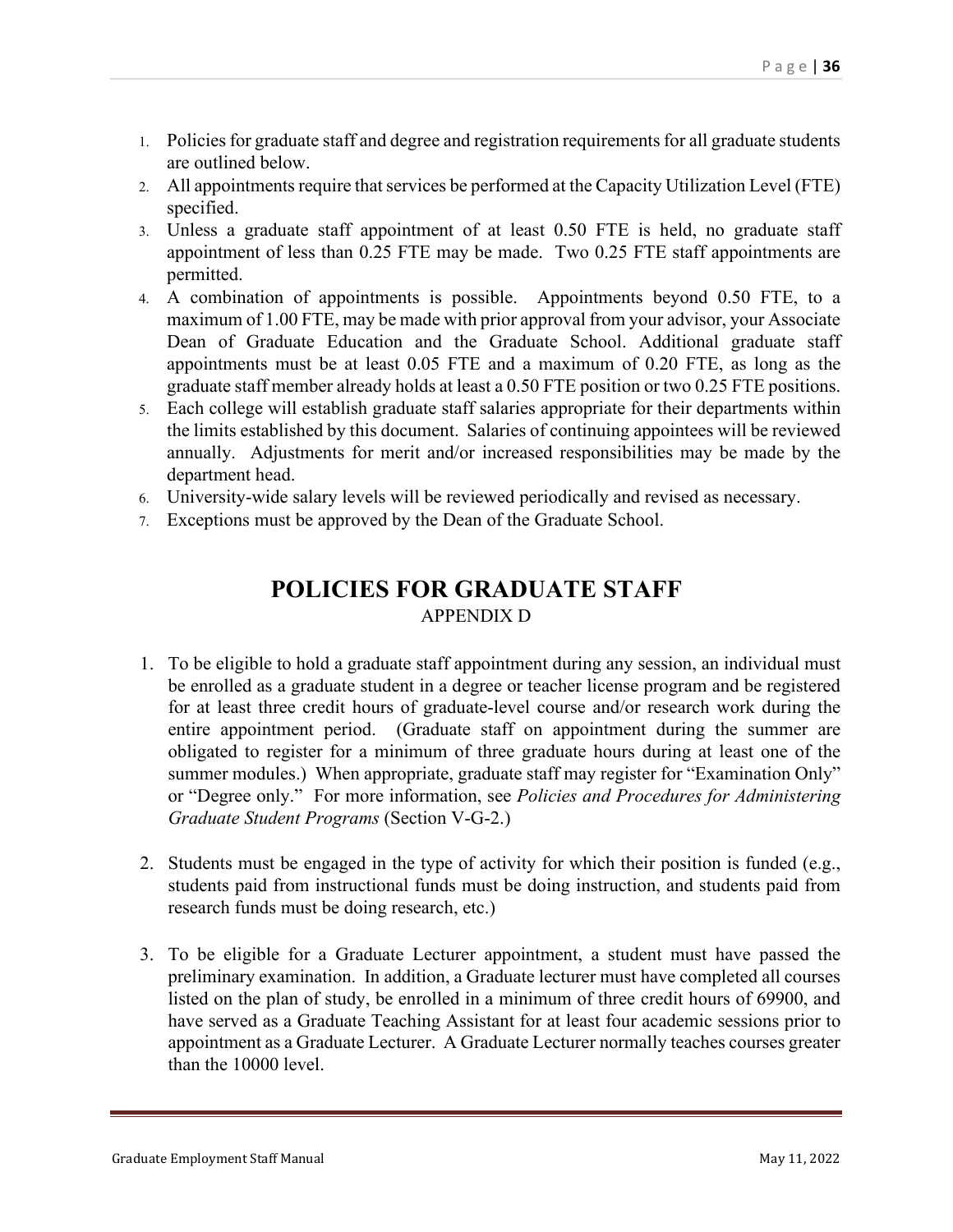1. Policies for graduate staff and degree and registration requirements for all graduate students are outlined below.
2. All appointments require that services be performed at the Capacity Utilization Level (FTE) specified.
3. Unless a graduate staff appointment of at least 0.50 FTE is held, no graduate staff appointment of less than 0.25 FTE may be made. Two 0.25 FTE staff appointments are permitted.
4. A combination of appointments is possible. Appointments beyond 0.50 FTE, to a maximum of 1.00 FTE, may be made with prior approval from your advisor, your Associate Dean of Graduate Education and the Graduate School. Additional graduate staff appointments must be at least 0.05 FTE and a maximum of 0.20 FTE, as long as the graduate staff member already holds at least a 0.50 FTE position or two 0.25 FTE positions.
5. Each college will establish graduate staff salaries appropriate for their departments within the limits established by this document. Salaries of continuing appointees will be reviewed annually. Adjustments for merit and/or increased responsibilities may be made by the department head.
6. University-wide salary levels will be reviewed periodically and revised as necessary.
7. Exceptions must be approved by the Dean of the Graduate School.

# POLICIES FOR GRADUATE STAFF

APPENDIX D

1. To be eligible to hold a graduate staff appointment during any session, an individual must be enrolled as a graduate student in a degree or teacher license program and be registered for at least three credit hours of graduate-level course and/or research work during the entire appointment period. (Graduate staff on appointment during the summer are obligated to register for a minimum of three graduate hours during at least one of the summer modules.) When appropriate, graduate staff may register for "Examination Only" or "Degree only." For more information, see *Policies and Procedures for Administering Graduate Student Programs* (Section V-G-2.)

2. Students must be engaged in the type of activity for which their position is funded (e.g., students paid from instructional funds must be doing instruction, and students paid from research funds must be doing research, etc.)

3. To be eligible for a Graduate Lecturer appointment, a student must have passed the preliminary examination. In addition, a Graduate lecturer must have completed all courses listed on the plan of study, be enrolled in a minimum of three credit hours of 69900, and have served as a Graduate Teaching Assistant for at least four academic sessions prior to appointment as a Graduate Lecturer. A Graduate Lecturer normally teaches courses greater than the 10000 level.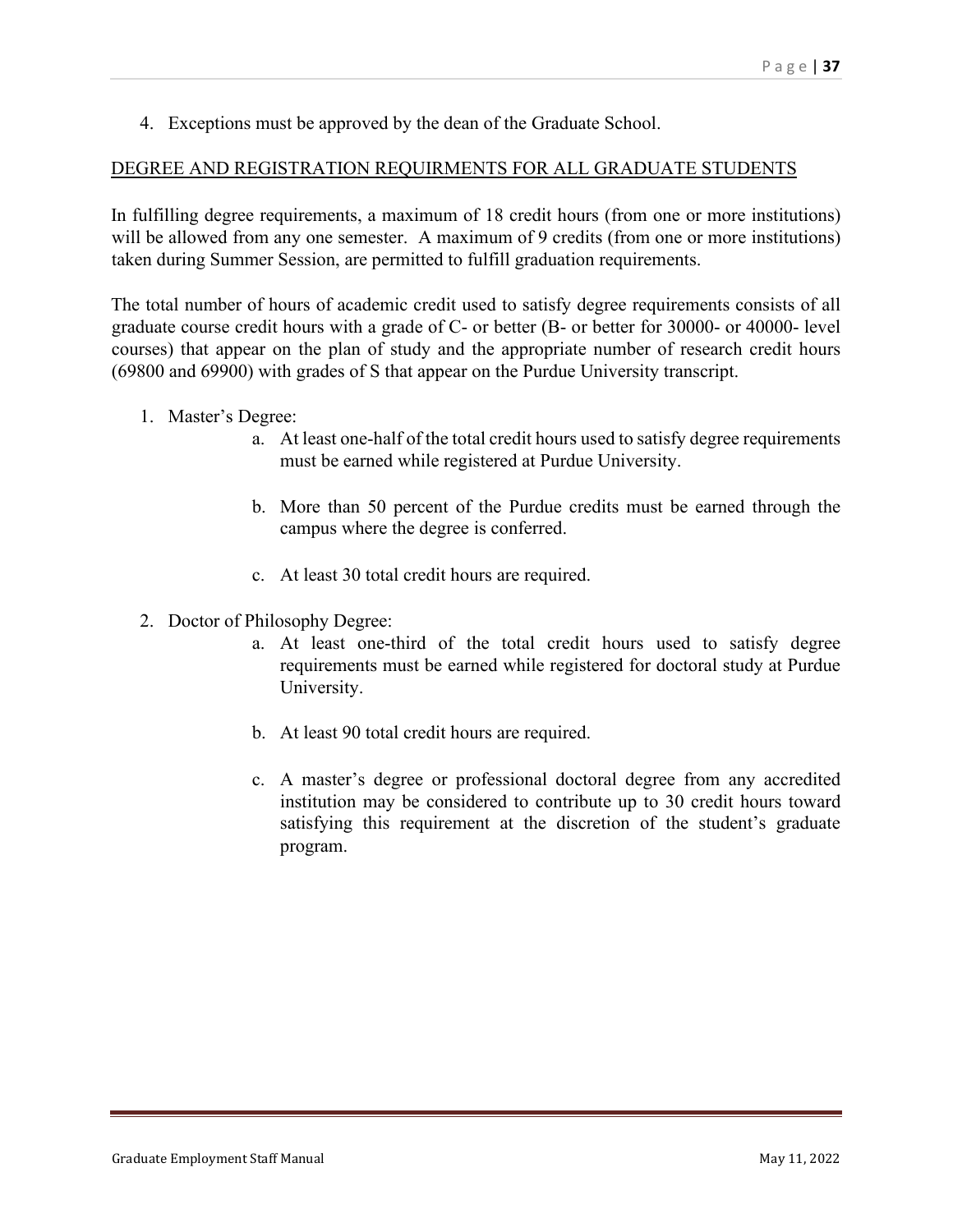4. Exceptions must be approved by the dean of the Graduate School.

## DEGREE AND REGISTRATION REQUIRMENTS FOR ALL GRADUATE STUDENTS

In fulfilling degree requirements, a maximum of 18 credit hours (from one or more institutions) will be allowed from any one semester. A maximum of 9 credits (from one or more institutions) taken during Summer Session, are permitted to fulfill graduation requirements.

The total number of hours of academic credit used to satisfy degree requirements consists of all graduate course credit hours with a grade of C- or better (B- or better for 30000- or 40000- level courses) that appear on the plan of study and the appropriate number of research credit hours (69800 and 69900) with grades of S that appear on the Purdue University transcript.

1. Master's Degree:
   a. At least one-half of the total credit hours used to satisfy degree requirements must be earned while registered at Purdue University.

   b. More than 50 percent of the Purdue credits must be earned through the campus where the degree is conferred.

   c. At least 30 total credit hours are required.

2. Doctor of Philosophy Degree:
   a. At least one-third of the total credit hours used to satisfy degree requirements must be earned while registered for doctoral study at Purdue University.

   b. At least 90 total credit hours are required.

   c. A master's degree or professional doctoral degree from any accredited institution may be considered to contribute up to 30 credit hours toward satisfying this requirement at the discretion of the student's graduate program.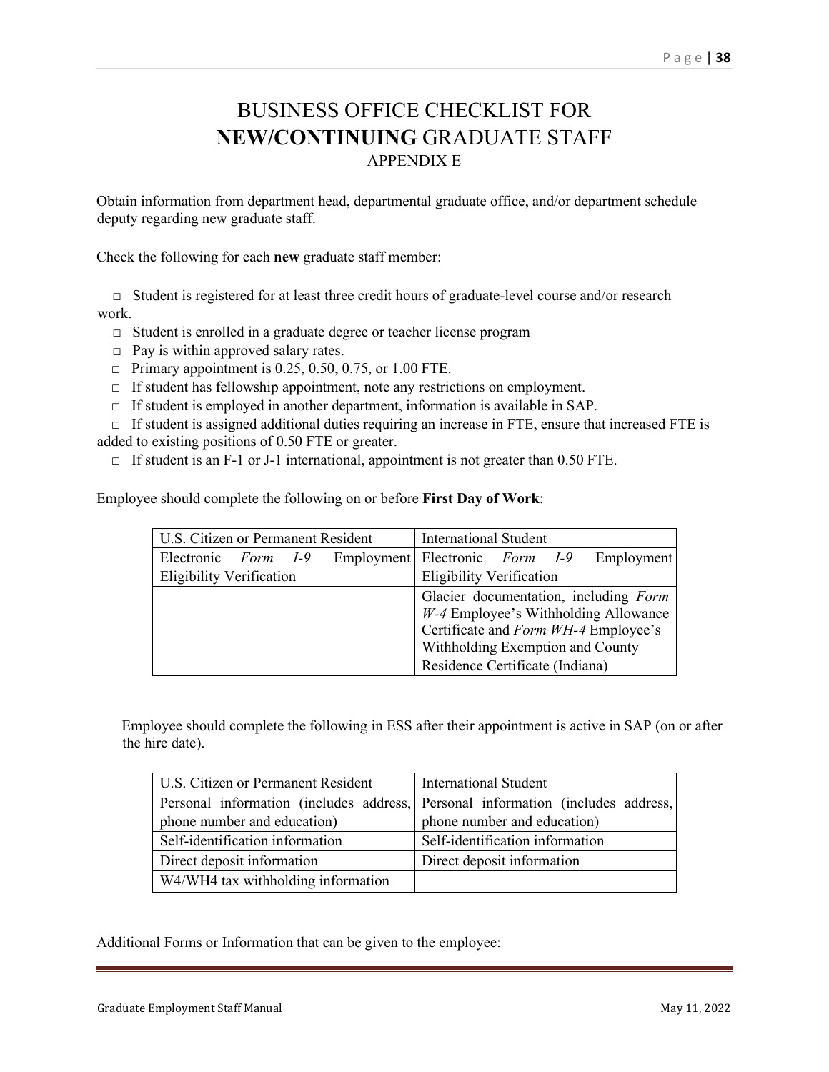# BUSINESS OFFICE CHECKLIST FOR **NEW/CONTINUING** GRADUATE STAFF

## APPENDIX E

Obtain information from department head, departmental graduate office, and/or department schedule deputy regarding new graduate staff.

<u>Check the following for each **new** graduate staff member:</u>

- □ Student is registered for at least three credit hours of graduate-level course and/or research work.
- □ Student is enrolled in a graduate degree or teacher license program
- □ Pay is within approved salary rates.
- □ Primary appointment is 0.25, 0.50, 0.75, or 1.00 FTE.
- □ If student has fellowship appointment, note any restrictions on employment.
- □ If student is employed in another department, information is available in SAP.
- □ If student is assigned additional duties requiring an increase in FTE, ensure that increased FTE is added to existing positions of 0.50 FTE or greater.
- □ If student is an F-1 or J-1 international, appointment is not greater than 0.50 FTE.

Employee should complete the following on or before **First Day of Work**:

| U.S. Citizen or Permanent Resident | International Student |
|---|---|
| Electronic *Form I-9* Employment Eligibility Verification | Electronic *Form I-9* Employment Eligibility Verification |
| | Glacier documentation, including *Form W-4* Employee's Withholding Allowance Certificate and *Form WH-4* Employee's Withholding Exemption and County Residence Certificate (Indiana) |

Employee should complete the following in ESS after their appointment is active in SAP (on or after the hire date).

| U.S. Citizen or Permanent Resident | International Student |
|---|---|
| Personal information (includes address, phone number and education) | Personal information (includes address, phone number and education) |
| Self-identification information | Self-identification information |
| Direct deposit information | Direct deposit information |
| W4/WH4 tax withholding information | |

Additional Forms or Information that can be given to the employee: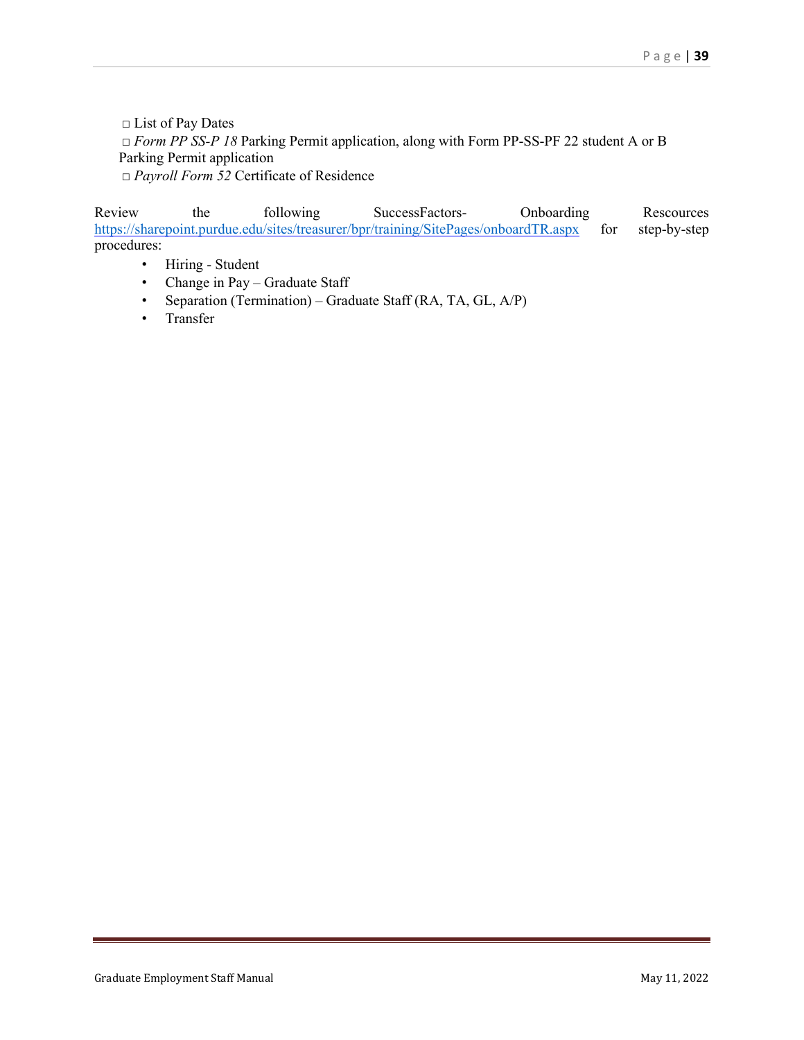□ List of Pay Dates

□ *Form PP SS-P 18* Parking Permit application, along with Form PP-SS-PF 22 student A or B Parking Permit application

□ *Payroll Form 52* Certificate of Residence

Review the following SuccessFactors- Onboarding Rescources https://sharepoint.purdue.edu/sites/treasurer/bpr/training/SitePages/onboardTR.aspx for step-by-step procedures:

- Hiring - Student
- Change in Pay – Graduate Staff
- Separation (Termination) – Graduate Staff (RA, TA, GL, A/P)
- Transfer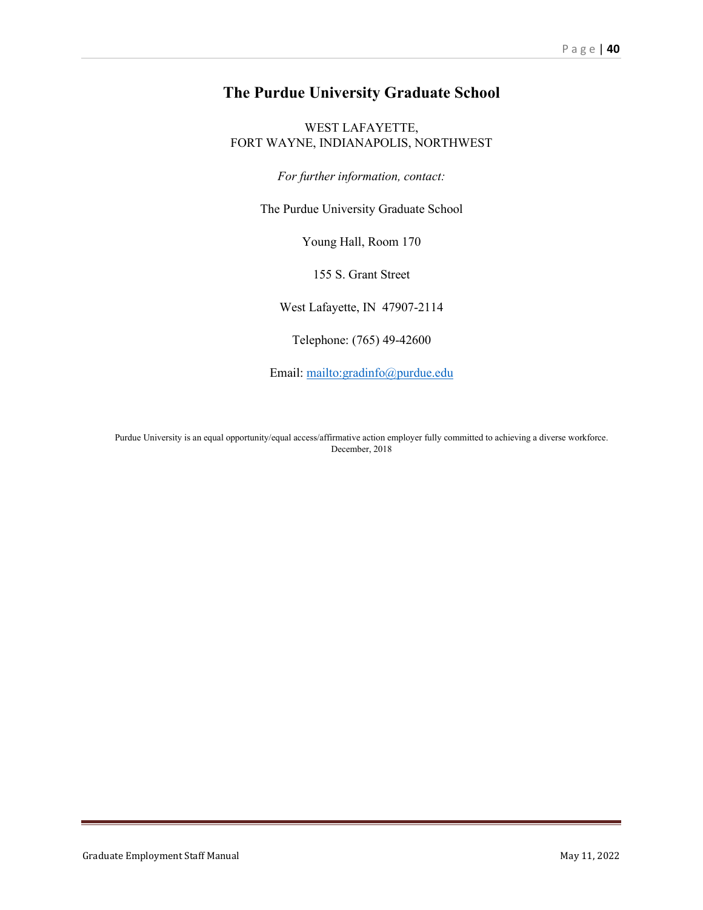# The Purdue University Graduate School

WEST LAFAYETTE,
FORT WAYNE, INDIANAPOLIS, NORTHWEST

*For further information, contact:*

The Purdue University Graduate School

Young Hall, Room 170

155 S. Grant Street

West Lafayette, IN 47907-2114

Telephone: (765) 49-42600

Email: mailto:gradinfo@purdue.edu

Purdue University is an equal opportunity/equal access/affirmative action employer fully committed to achieving a diverse workforce.
December, 2018